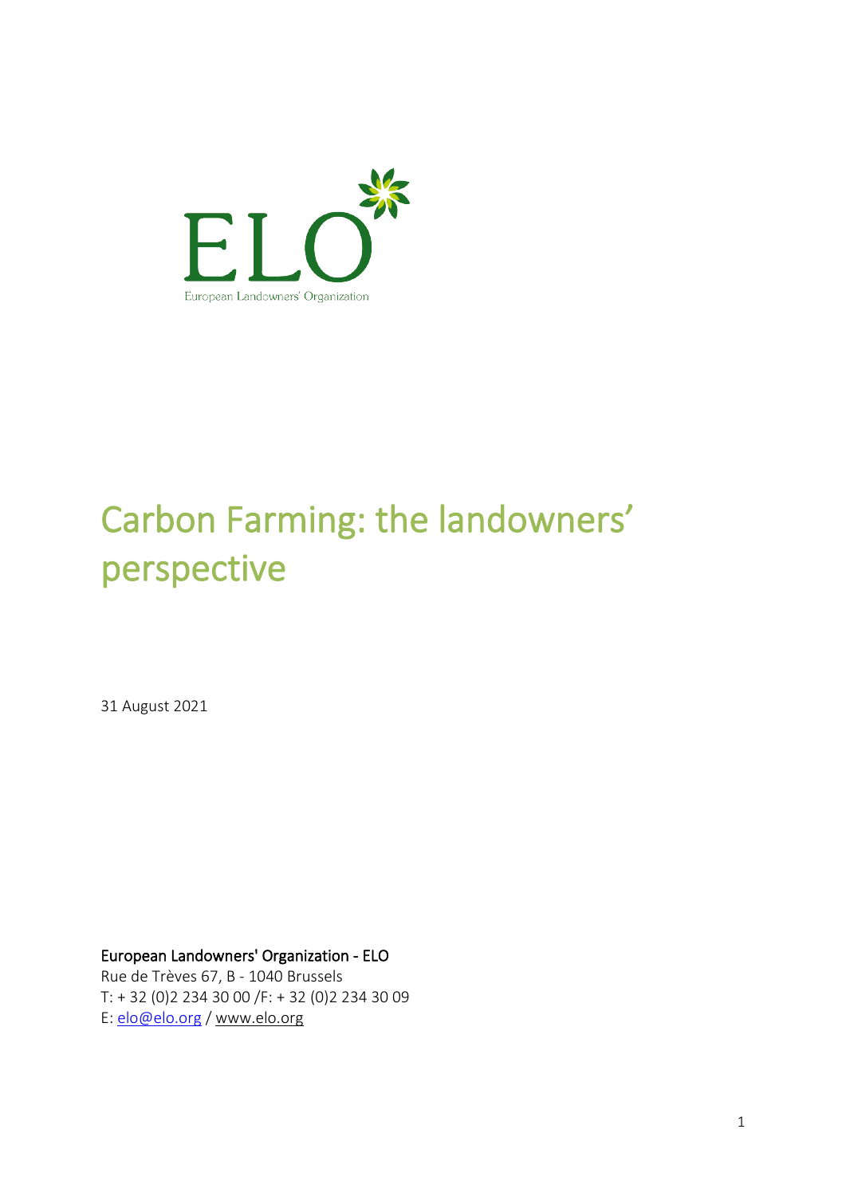ELO

European Landowners' Organization

# Carbon Farming: the landowners' perspective

31 August 2021

**European Landowners' Organization - ELO**
Rue de Trèves 67, B - 1040 Brussels
T: + 32 (0)2 234 30 00 /F: + 32 (0)2 234 30 09
E: elo@elo.org / www.elo.org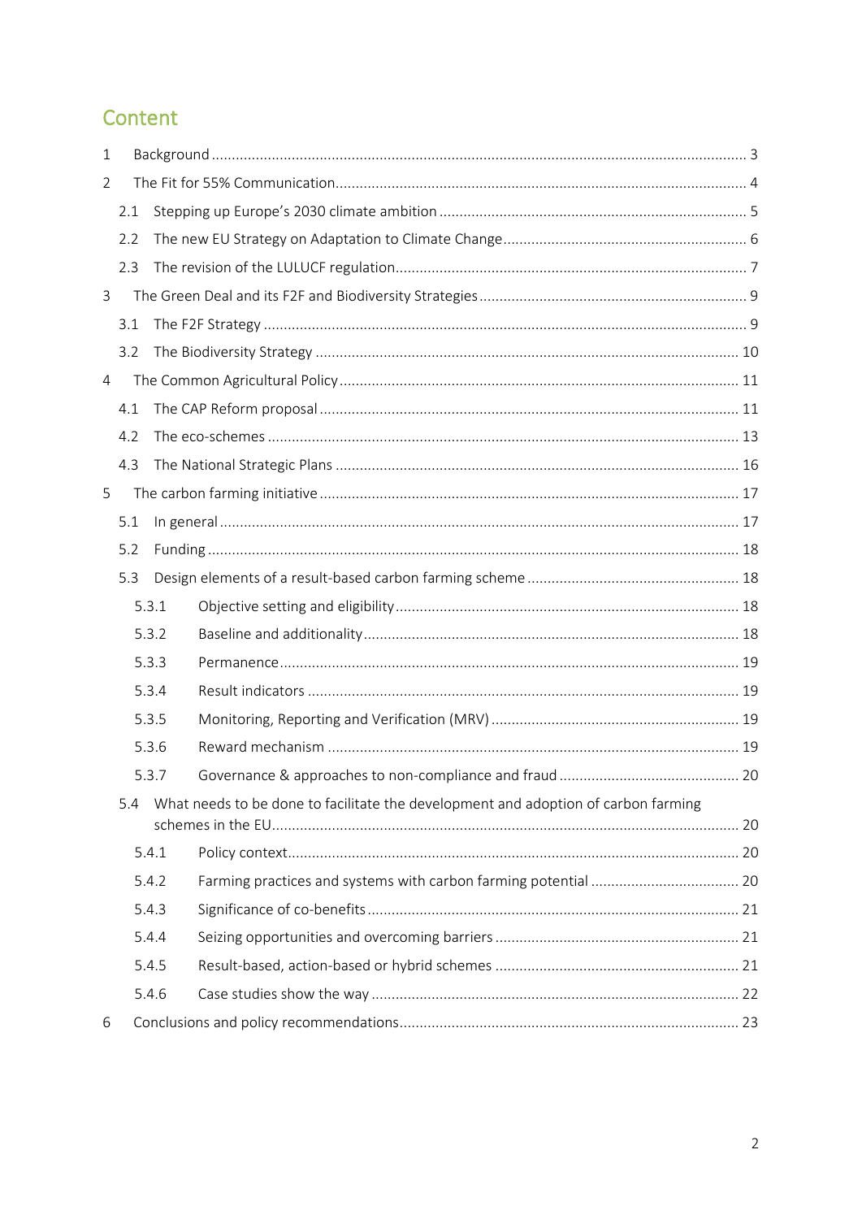# Content

- 1 Background ... 3
- 2 The Fit for 55% Communication ... 4
  - 2.1 Stepping up Europe's 2030 climate ambition ... 5
  - 2.2 The new EU Strategy on Adaptation to Climate Change ... 6
  - 2.3 The revision of the LULUCF regulation ... 7
- 3 The Green Deal and its F2F and Biodiversity Strategies ... 9
  - 3.1 The F2F Strategy ... 9
  - 3.2 The Biodiversity Strategy ... 10
- 4 The Common Agricultural Policy ... 11
  - 4.1 The CAP Reform proposal ... 11
  - 4.2 The eco-schemes ... 13
  - 4.3 The National Strategic Plans ... 16
- 5 The carbon farming initiative ... 17
  - 5.1 In general ... 17
  - 5.2 Funding ... 18
  - 5.3 Design elements of a result-based carbon farming scheme ... 18
    - 5.3.1 Objective setting and eligibility ... 18
    - 5.3.2 Baseline and additionality ... 18
    - 5.3.3 Permanence ... 19
    - 5.3.4 Result indicators ... 19
    - 5.3.5 Monitoring, Reporting and Verification (MRV) ... 19
    - 5.3.6 Reward mechanism ... 19
    - 5.3.7 Governance & approaches to non-compliance and fraud ... 20
  - 5.4 What needs to be done to facilitate the development and adoption of carbon farming schemes in the EU ... 20
    - 5.4.1 Policy context ... 20
    - 5.4.2 Farming practices and systems with carbon farming potential ... 20
    - 5.4.3 Significance of co-benefits ... 21
    - 5.4.4 Seizing opportunities and overcoming barriers ... 21
    - 5.4.5 Result-based, action-based or hybrid schemes ... 21
    - 5.4.6 Case studies show the way ... 22
- 6 Conclusions and policy recommendations ... 23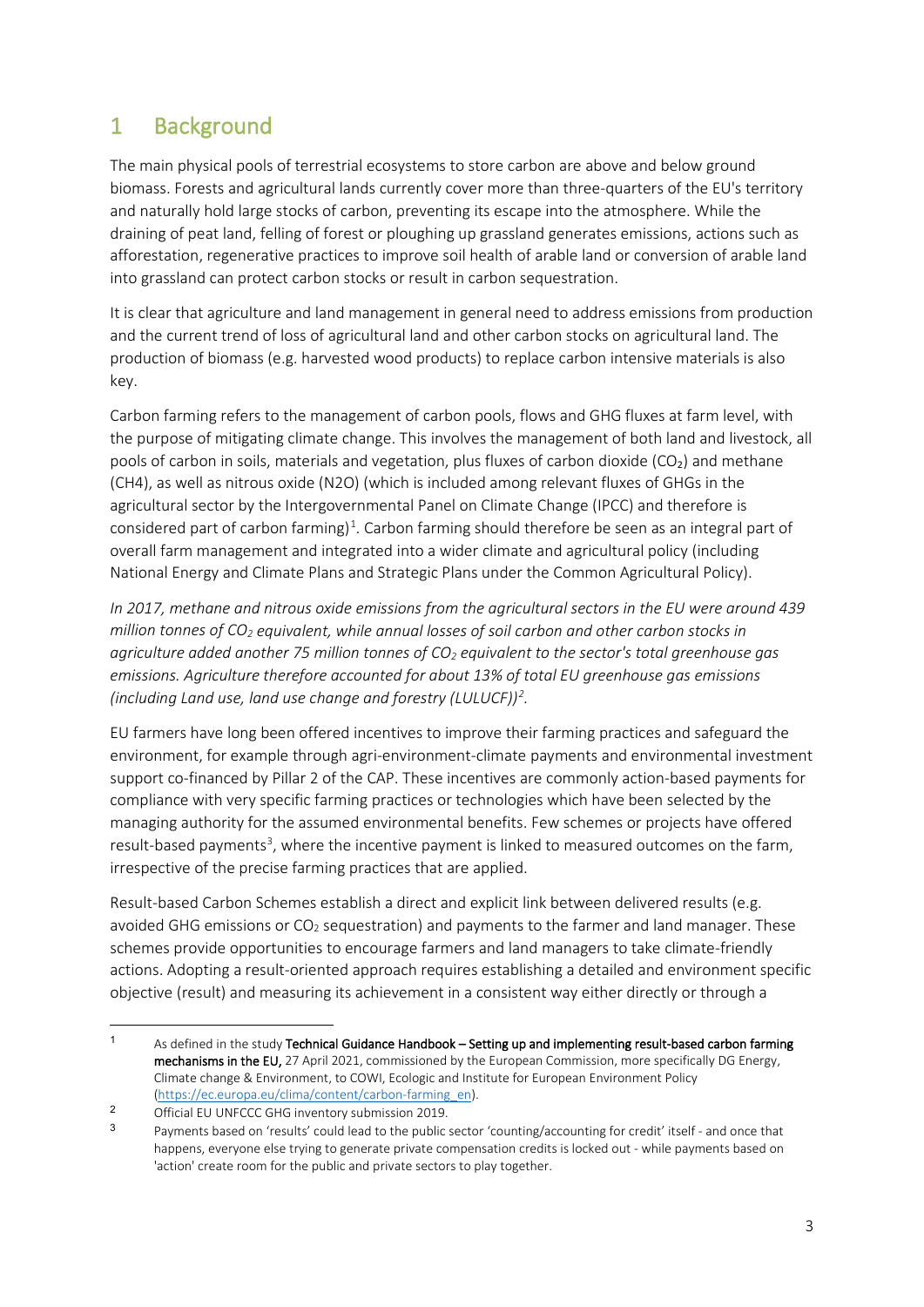# 1 Background

The main physical pools of terrestrial ecosystems to store carbon are above and below ground biomass. Forests and agricultural lands currently cover more than three-quarters of the EU's territory and naturally hold large stocks of carbon, preventing its escape into the atmosphere. While the draining of peat land, felling of forest or ploughing up grassland generates emissions, actions such as afforestation, regenerative practices to improve soil health of arable land or conversion of arable land into grassland can protect carbon stocks or result in carbon sequestration.

It is clear that agriculture and land management in general need to address emissions from production and the current trend of loss of agricultural land and other carbon stocks on agricultural land. The production of biomass (e.g. harvested wood products) to replace carbon intensive materials is also key.

Carbon farming refers to the management of carbon pools, flows and GHG fluxes at farm level, with the purpose of mitigating climate change. This involves the management of both land and livestock, all pools of carbon in soils, materials and vegetation, plus fluxes of carbon dioxide ($CO_2$) and methane (CH4), as well as nitrous oxide (N2O) (which is included among relevant fluxes of GHGs in the agricultural sector by the Intergovernmental Panel on Climate Change (IPCC) and therefore is considered part of carbon farming)[1]. Carbon farming should therefore be seen as an integral part of overall farm management and integrated into a wider climate and agricultural policy (including National Energy and Climate Plans and Strategic Plans under the Common Agricultural Policy).

*In 2017, methane and nitrous oxide emissions from the agricultural sectors in the EU were around 439 million tonnes of $CO_2$ equivalent, while annual losses of soil carbon and other carbon stocks in agriculture added another 75 million tonnes of $CO_2$ equivalent to the sector's total greenhouse gas emissions. Agriculture therefore accounted for about 13% of total EU greenhouse gas emissions (including Land use, land use change and forestry (LULUCF))[2].*

EU farmers have long been offered incentives to improve their farming practices and safeguard the environment, for example through agri-environment-climate payments and environmental investment support co-financed by Pillar 2 of the CAP. These incentives are commonly action-based payments for compliance with very specific farming practices or technologies which have been selected by the managing authority for the assumed environmental benefits. Few schemes or projects have offered result-based payments[3], where the incentive payment is linked to measured outcomes on the farm, irrespective of the precise farming practices that are applied.

Result-based Carbon Schemes establish a direct and explicit link between delivered results (e.g. avoided GHG emissions or $CO_2$ sequestration) and payments to the farmer and land manager. These schemes provide opportunities to encourage farmers and land managers to take climate-friendly actions. Adopting a result-oriented approach requires establishing a detailed and environment specific objective (result) and measuring its achievement in a consistent way either directly or through a

---

[1] As defined in the study **Technical Guidance Handbook – Setting up and implementing result-based carbon farming mechanisms in the EU,** 27 April 2021, commissioned by the European Commission, more specifically DG Energy, Climate change & Environment, to COWI, Ecologic and Institute for European Environment Policy (https://ec.europa.eu/clima/content/carbon-farming_en).

[2] Official EU UNFCCC GHG inventory submission 2019.

[3] Payments based on 'results' could lead to the public sector 'counting/accounting for credit' itself - and once that happens, everyone else trying to generate private compensation credits is locked out - while payments based on 'action' create room for the public and private sectors to play together.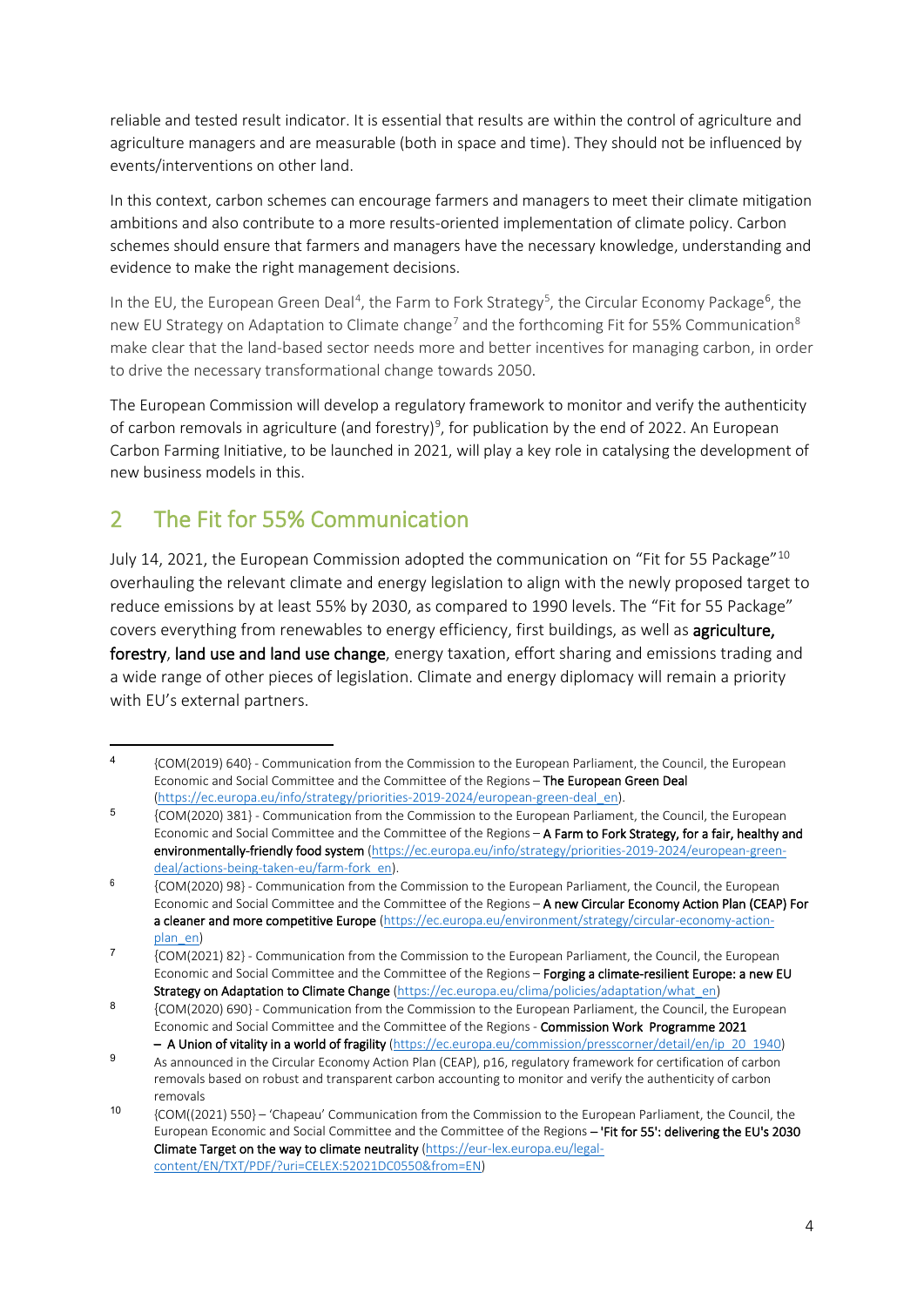reliable and tested result indicator. It is essential that results are within the control of agriculture and agriculture managers and are measurable (both in space and time). They should not be influenced by events/interventions on other land.

In this context, carbon schemes can encourage farmers and managers to meet their climate mitigation ambitions and also contribute to a more results-oriented implementation of climate policy. Carbon schemes should ensure that farmers and managers have the necessary knowledge, understanding and evidence to make the right management decisions.

In the EU, the European Green Deal[4], the Farm to Fork Strategy[5], the Circular Economy Package[6], the new EU Strategy on Adaptation to Climate change[7] and the forthcoming Fit for 55% Communication[8] make clear that the land-based sector needs more and better incentives for managing carbon, in order to drive the necessary transformational change towards 2050.

The European Commission will develop a regulatory framework to monitor and verify the authenticity of carbon removals in agriculture (and forestry)[9], for publication by the end of 2022. An European Carbon Farming Initiative, to be launched in 2021, will play a key role in catalysing the development of new business models in this.

## 2 The Fit for 55% Communication

July 14, 2021, the European Commission adopted the communication on "Fit for 55 Package"[10] overhauling the relevant climate and energy legislation to align with the newly proposed target to reduce emissions by at least 55% by 2030, as compared to 1990 levels. The "Fit for 55 Package" covers everything from renewables to energy efficiency, first buildings, as well as **agriculture, forestry**, **land use and land use change**, energy taxation, effort sharing and emissions trading and a wide range of other pieces of legislation. Climate and energy diplomacy will remain a priority with EU's external partners.

---

[4] {COM(2019) 640} - Communication from the Commission to the European Parliament, the Council, the European Economic and Social Committee and the Committee of the Regions – **The European Green Deal** (https://ec.europa.eu/info/strategy/priorities-2019-2024/european-green-deal_en).

[5] {COM(2020) 381} - Communication from the Commission to the European Parliament, the Council, the European Economic and Social Committee and the Committee of the Regions – **A Farm to Fork Strategy, for a fair, healthy and environmentally-friendly food system** (https://ec.europa.eu/info/strategy/priorities-2019-2024/european-green-deal/actions-being-taken-eu/farm-fork_en).

[6] {COM(2020) 98} - Communication from the Commission to the European Parliament, the Council, the European Economic and Social Committee and the Committee of the Regions – **A new Circular Economy Action Plan (CEAP) For a cleaner and more competitive Europe** (https://ec.europa.eu/environment/strategy/circular-economy-action-plan_en)

[7] {COM(2021) 82} - Communication from the Commission to the European Parliament, the Council, the European Economic and Social Committee and the Committee of the Regions – **Forging a climate-resilient Europe: a new EU Strategy on Adaptation to Climate Change** (https://ec.europa.eu/clima/policies/adaptation/what_en)

[8] {COM(2020) 690} - Communication from the Commission to the European Parliament, the Council, the European Economic and Social Committee and the Committee of the Regions - **Commission Work Programme 2021 – A Union of vitality in a world of fragility** (https://ec.europa.eu/commission/presscorner/detail/en/ip_20_1940)

[9] As announced in the Circular Economy Action Plan (CEAP), p16, regulatory framework for certification of carbon removals based on robust and transparent carbon accounting to monitor and verify the authenticity of carbon removals

[10] {COM((2021) 550} – 'Chapeau' Communication from the Commission to the European Parliament, the Council, the European Economic and Social Committee and the Committee of the Regions – **'Fit for 55': delivering the EU's 2030 Climate Target on the way to climate neutrality** (https://eur-lex.europa.eu/legal-content/EN/TXT/PDF/?uri=CELEX:52021DC0550&from=EN)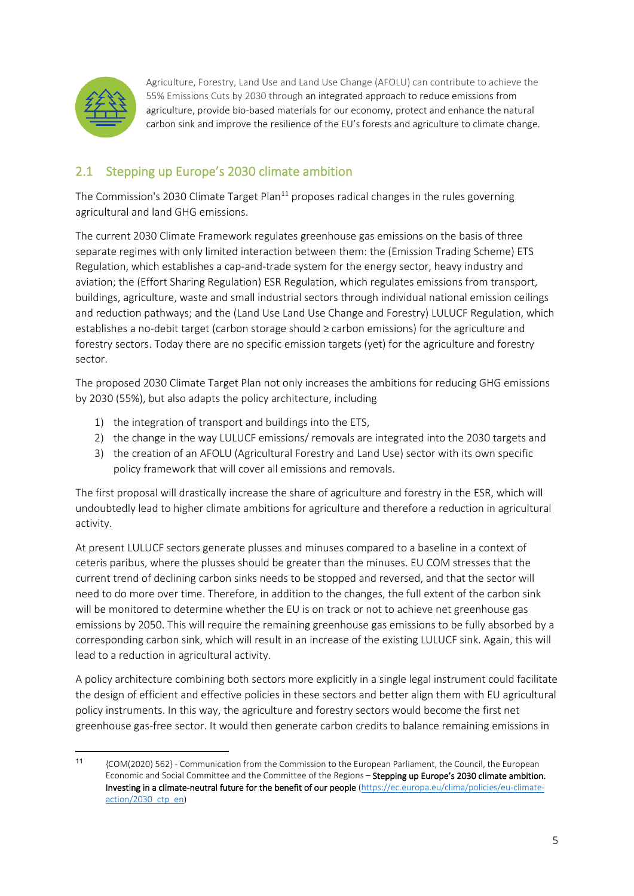Agriculture, Forestry, Land Use and Land Use Change (AFOLU) can contribute to achieve the 55% Emissions Cuts by 2030 through an integrated approach to reduce emissions from agriculture, provide bio-based materials for our economy, protect and enhance the natural carbon sink and improve the resilience of the EU's forests and agriculture to climate change.

## 2.1 Stepping up Europe's 2030 climate ambition

The Commission's 2030 Climate Target Plan[11] proposes radical changes in the rules governing agricultural and land GHG emissions.

The current 2030 Climate Framework regulates greenhouse gas emissions on the basis of three separate regimes with only limited interaction between them: the (Emission Trading Scheme) ETS Regulation, which establishes a cap-and-trade system for the energy sector, heavy industry and aviation; the (Effort Sharing Regulation) ESR Regulation, which regulates emissions from transport, buildings, agriculture, waste and small industrial sectors through individual national emission ceilings and reduction pathways; and the (Land Use Land Use Change and Forestry) LULUCF Regulation, which establishes a no-debit target (carbon storage should ≥ carbon emissions) for the agriculture and forestry sectors. Today there are no specific emission targets (yet) for the agriculture and forestry sector.

The proposed 2030 Climate Target Plan not only increases the ambitions for reducing GHG emissions by 2030 (55%), but also adapts the policy architecture, including

1) the integration of transport and buildings into the ETS,
2) the change in the way LULUCF emissions/ removals are integrated into the 2030 targets and
3) the creation of an AFOLU (Agricultural Forestry and Land Use) sector with its own specific policy framework that will cover all emissions and removals.

The first proposal will drastically increase the share of agriculture and forestry in the ESR, which will undoubtedly lead to higher climate ambitions for agriculture and therefore a reduction in agricultural activity.

At present LULUCF sectors generate plusses and minuses compared to a baseline in a context of ceteris paribus, where the plusses should be greater than the minuses. EU COM stresses that the current trend of declining carbon sinks needs to be stopped and reversed, and that the sector will need to do more over time. Therefore, in addition to the changes, the full extent of the carbon sink will be monitored to determine whether the EU is on track or not to achieve net greenhouse gas emissions by 2050. This will require the remaining greenhouse gas emissions to be fully absorbed by a corresponding carbon sink, which will result in an increase of the existing LULUCF sink. Again, this will lead to a reduction in agricultural activity.

A policy architecture combining both sectors more explicitly in a single legal instrument could facilitate the design of efficient and effective policies in these sectors and better align them with EU agricultural policy instruments. In this way, the agriculture and forestry sectors would become the first net greenhouse gas-free sector. It would then generate carbon credits to balance remaining emissions in

---

[11] {COM(2020) 562} - Communication from the Commission to the European Parliament, the Council, the European Economic and Social Committee and the Committee of the Regions – **Stepping up Europe's 2030 climate ambition. Investing in a climate-neutral future for the benefit of our people** (https://ec.europa.eu/clima/policies/eu-climate-action/2030_ctp_en)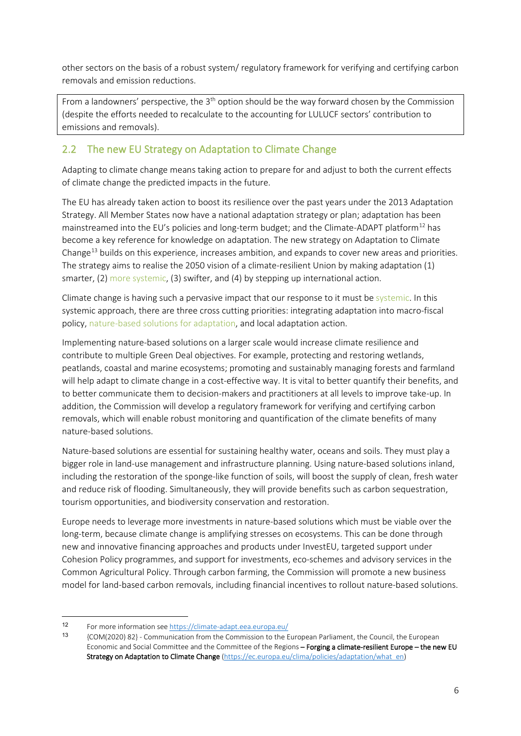other sectors on the basis of a robust system/ regulatory framework for verifying and certifying carbon removals and emission reductions.

From a landowners' perspective, the 3[th] option should be the way forward chosen by the Commission (despite the efforts needed to recalculate to the accounting for LULUCF sectors' contribution to emissions and removals).

## 2.2 The new EU Strategy on Adaptation to Climate Change

Adapting to climate change means taking action to prepare for and adjust to both the current effects of climate change the predicted impacts in the future.

The EU has already taken action to boost its resilience over the past years under the 2013 Adaptation Strategy. All Member States now have a national adaptation strategy or plan; adaptation has been mainstreamed into the EU's policies and long-term budget; and the Climate-ADAPT platform[12] has become a key reference for knowledge on adaptation. The new strategy on Adaptation to Climate Change[13] builds on this experience, increases ambition, and expands to cover new areas and priorities. The strategy aims to realise the 2050 vision of a climate-resilient Union by making adaptation (1) smarter, (2) more systemic, (3) swifter, and (4) by stepping up international action.

Climate change is having such a pervasive impact that our response to it must be systemic. In this systemic approach, there are three cross cutting priorities: integrating adaptation into macro-fiscal policy, nature-based solutions for adaptation, and local adaptation action.

Implementing nature-based solutions on a larger scale would increase climate resilience and contribute to multiple Green Deal objectives. For example, protecting and restoring wetlands, peatlands, coastal and marine ecosystems; promoting and sustainably managing forests and farmland will help adapt to climate change in a cost-effective way. It is vital to better quantify their benefits, and to better communicate them to decision-makers and practitioners at all levels to improve take-up. In addition, the Commission will develop a regulatory framework for verifying and certifying carbon removals, which will enable robust monitoring and quantification of the climate benefits of many nature-based solutions.

Nature-based solutions are essential for sustaining healthy water, oceans and soils. They must play a bigger role in land-use management and infrastructure planning. Using nature-based solutions inland, including the restoration of the sponge-like function of soils, will boost the supply of clean, fresh water and reduce risk of flooding. Simultaneously, they will provide benefits such as carbon sequestration, tourism opportunities, and biodiversity conservation and restoration.

Europe needs to leverage more investments in nature-based solutions which must be viable over the long-term, because climate change is amplifying stresses on ecosystems. This can be done through new and innovative financing approaches and products under InvestEU, targeted support under Cohesion Policy programmes, and support for investments, eco-schemes and advisory services in the Common Agricultural Policy. Through carbon farming, the Commission will promote a new business model for land-based carbon removals, including financial incentives to rollout nature-based solutions.

---

12 For more information see https://climate-adapt.eea.europa.eu/

13 {COM(2020) 82} - Communication from the Commission to the European Parliament, the Council, the European Economic and Social Committee and the Committee of the Regions – **Forging a climate-resilient Europe – the new EU Strategy on Adaptation to Climate Change** (https://ec.europa.eu/clima/policies/adaptation/what_en)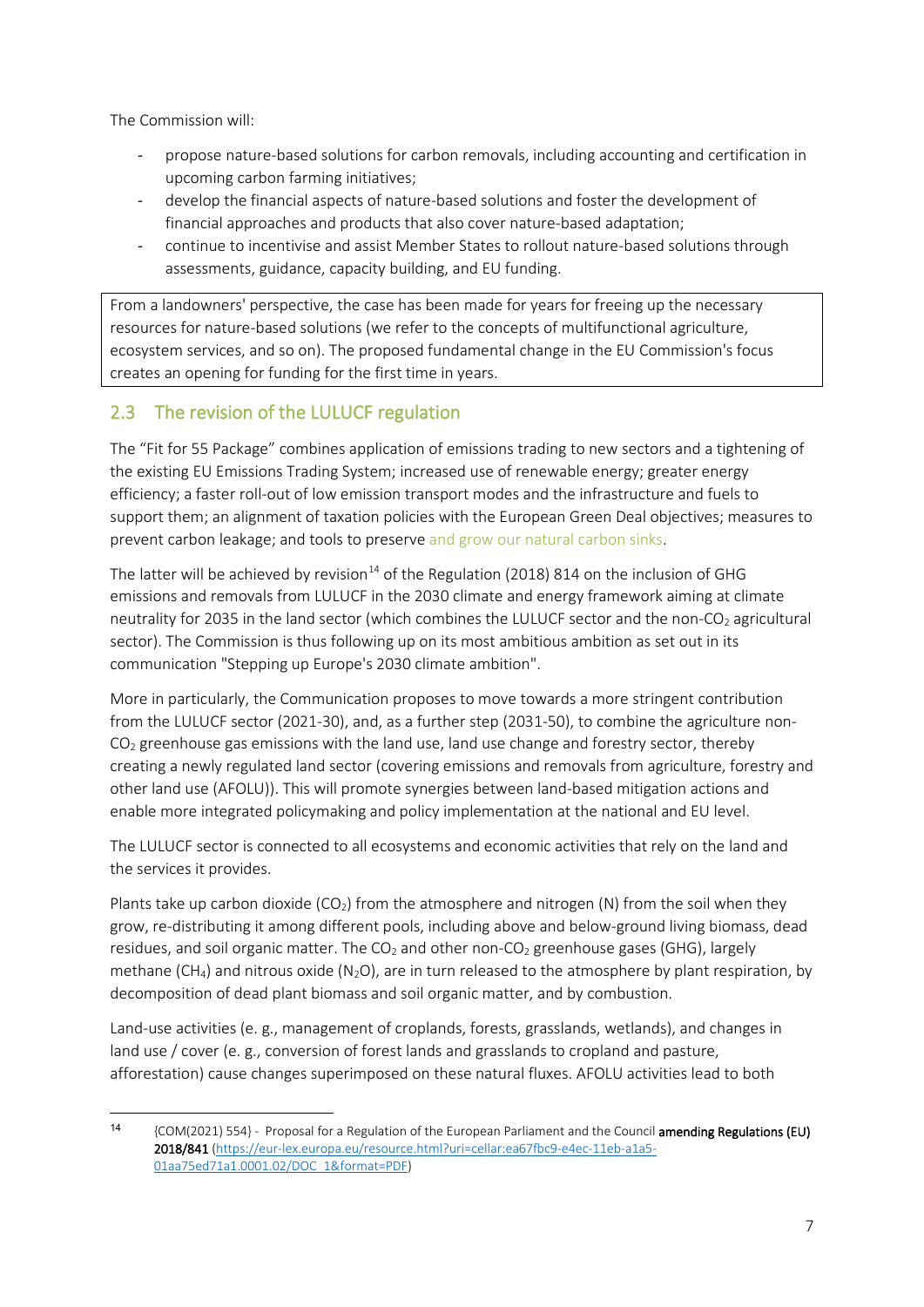The Commission will:

- propose nature-based solutions for carbon removals, including accounting and certification in upcoming carbon farming initiatives;
- develop the financial aspects of nature-based solutions and foster the development of financial approaches and products that also cover nature-based adaptation;
- continue to incentivise and assist Member States to rollout nature-based solutions through assessments, guidance, capacity building, and EU funding.

> From a landowners' perspective, the case has been made for years for freeing up the necessary resources for nature-based solutions (we refer to the concepts of multifunctional agriculture, ecosystem services, and so on). The proposed fundamental change in the EU Commission's focus creates an opening for funding for the first time in years.

## 2.3 The revision of the LULUCF regulation

The "Fit for 55 Package" combines application of emissions trading to new sectors and a tightening of the existing EU Emissions Trading System; increased use of renewable energy; greater energy efficiency; a faster roll-out of low emission transport modes and the infrastructure and fuels to support them; an alignment of taxation policies with the European Green Deal objectives; measures to prevent carbon leakage; and tools to preserve and grow our natural carbon sinks.

The latter will be achieved by revision[14] of the Regulation (2018) 814 on the inclusion of GHG emissions and removals from LULUCF in the 2030 climate and energy framework aiming at climate neutrality for 2035 in the land sector (which combines the LULUCF sector and the non-$CO_2$ agricultural sector). The Commission is thus following up on its most ambitious ambition as set out in its communication "Stepping up Europe's 2030 climate ambition".

More in particularly, the Communication proposes to move towards a more stringent contribution from the LULUCF sector (2021-30), and, as a further step (2031-50), to combine the agriculture non-$CO_2$ greenhouse gas emissions with the land use, land use change and forestry sector, thereby creating a newly regulated land sector (covering emissions and removals from agriculture, forestry and other land use (AFOLU)). This will promote synergies between land-based mitigation actions and enable more integrated policymaking and policy implementation at the national and EU level.

The LULUCF sector is connected to all ecosystems and economic activities that rely on the land and the services it provides.

Plants take up carbon dioxide ($CO_2$) from the atmosphere and nitrogen (N) from the soil when they grow, re-distributing it among different pools, including above and below-ground living biomass, dead residues, and soil organic matter. The $CO_2$ and other non-$CO_2$ greenhouse gases (GHG), largely methane ($CH_4$) and nitrous oxide ($N_2O$), are in turn released to the atmosphere by plant respiration, by decomposition of dead plant biomass and soil organic matter, and by combustion.

Land-use activities (e. g., management of croplands, forests, grasslands, wetlands), and changes in land use / cover (e. g., conversion of forest lands and grasslands to cropland and pasture, afforestation) cause changes superimposed on these natural fluxes. AFOLU activities lead to both

---

[14] {COM(2021) 554} - Proposal for a Regulation of the European Parliament and the Council **amending Regulations (EU) 2018/841** (https://eur-lex.europa.eu/resource.html?uri=cellar:ea67fbc9-e4ec-11eb-a1a5-01aa75ed71a1.0001.02/DOC_1&format=PDF)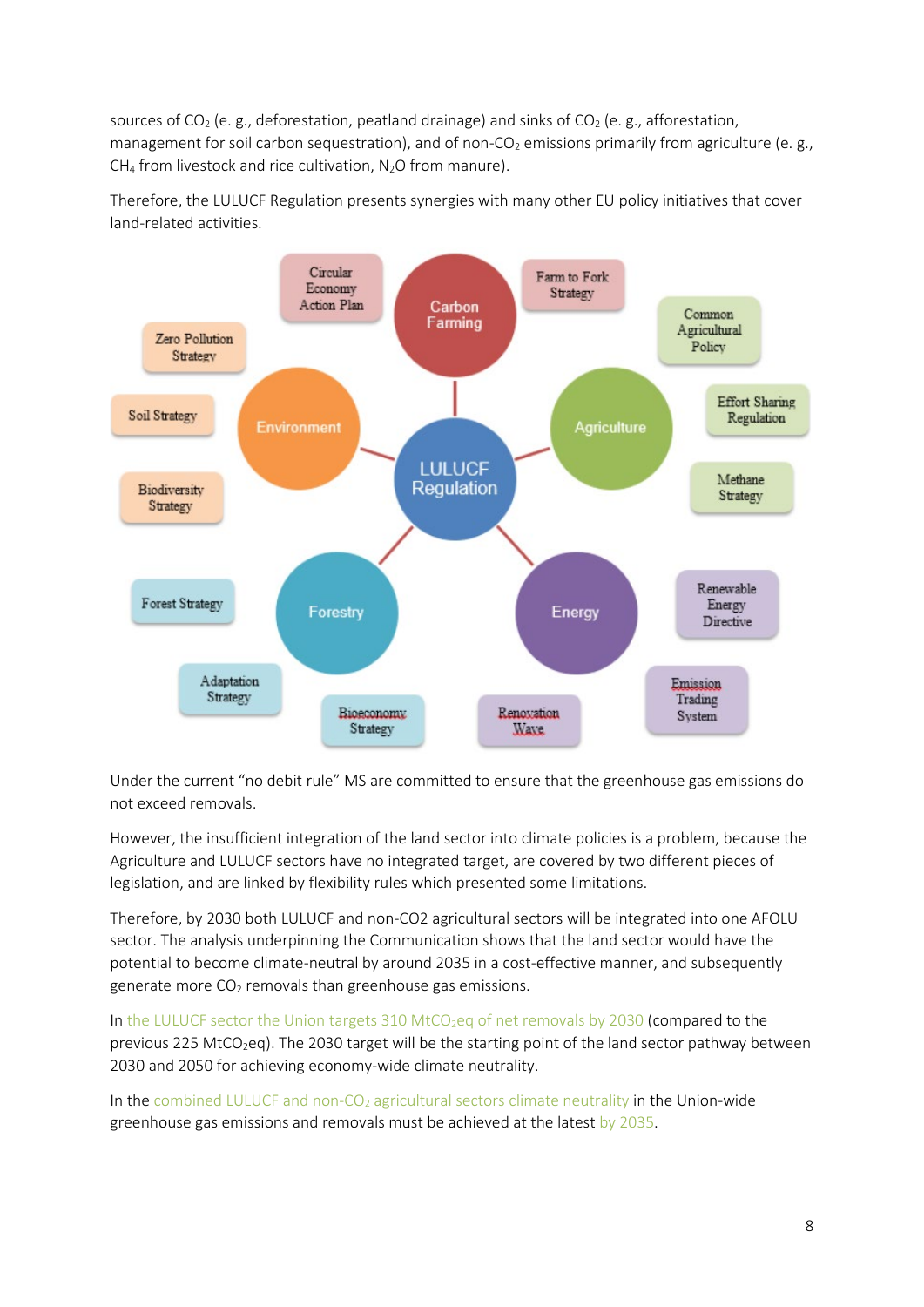sources of $CO_2$ (e. g., deforestation, peatland drainage) and sinks of $CO_2$ (e. g., afforestation, management for soil carbon sequestration), and of non-$CO_2$ emissions primarily from agriculture (e. g., $CH_4$ from livestock and rice cultivation, $N_2O$ from manure).

Therefore, the LULUCF Regulation presents synergies with many other EU policy initiatives that cover land-related activities.

Under the current "no debit rule" MS are committed to ensure that the greenhouse gas emissions do not exceed removals.

However, the insufficient integration of the land sector into climate policies is a problem, because the Agriculture and LULUCF sectors have no integrated target, are covered by two different pieces of legislation, and are linked by flexibility rules which presented some limitations.

Therefore, by 2030 both LULUCF and non-CO2 agricultural sectors will be integrated into one AFOLU sector. The analysis underpinning the Communication shows that the land sector would have the potential to become climate-neutral by around 2035 in a cost-effective manner, and subsequently generate more $CO_2$ removals than greenhouse gas emissions.

In the LULUCF sector the Union targets 310 Mt$CO_2$eq of net removals by 2030 (compared to the previous 225 Mt$CO_2$eq). The 2030 target will be the starting point of the land sector pathway between 2030 and 2050 for achieving economy-wide climate neutrality.

In the combined LULUCF and non-$CO_2$ agricultural sectors climate neutrality in the Union-wide greenhouse gas emissions and removals must be achieved at the latest by 2035.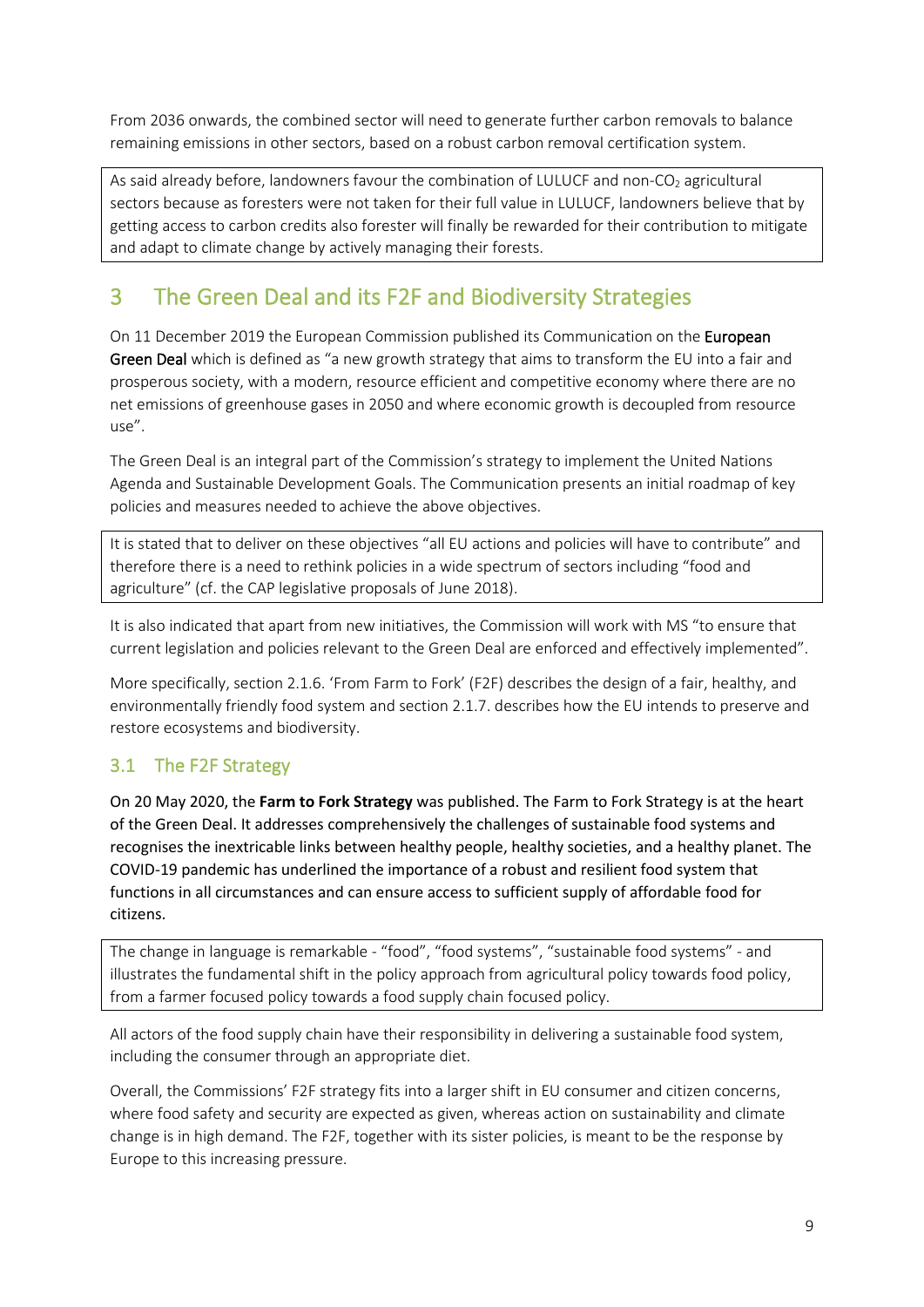From 2036 onwards, the combined sector will need to generate further carbon removals to balance remaining emissions in other sectors, based on a robust carbon removal certification system.

> As said already before, landowners favour the combination of LULUCF and non-$CO_2$ agricultural sectors because as foresters were not taken for their full value in LULUCF, landowners believe that by getting access to carbon credits also forester will finally be rewarded for their contribution to mitigate and adapt to climate change by actively managing their forests.

# 3 The Green Deal and its F2F and Biodiversity Strategies

On 11 December 2019 the European Commission published its Communication on the **European Green Deal** which is defined as "a new growth strategy that aims to transform the EU into a fair and prosperous society, with a modern, resource efficient and competitive economy where there are no net emissions of greenhouse gases in 2050 and where economic growth is decoupled from resource use".

The Green Deal is an integral part of the Commission's strategy to implement the United Nations Agenda and Sustainable Development Goals. The Communication presents an initial roadmap of key policies and measures needed to achieve the above objectives.

> It is stated that to deliver on these objectives "all EU actions and policies will have to contribute" and therefore there is a need to rethink policies in a wide spectrum of sectors including "food and agriculture" (cf. the CAP legislative proposals of June 2018).

It is also indicated that apart from new initiatives, the Commission will work with MS "to ensure that current legislation and policies relevant to the Green Deal are enforced and effectively implemented".

More specifically, section 2.1.6. 'From Farm to Fork' (F2F) describes the design of a fair, healthy, and environmentally friendly food system and section 2.1.7. describes how the EU intends to preserve and restore ecosystems and biodiversity.

## 3.1 The F2F Strategy

On 20 May 2020, the **Farm to Fork Strategy** was published. The Farm to Fork Strategy is at the heart of the Green Deal. It addresses comprehensively the challenges of sustainable food systems and recognises the inextricable links between healthy people, healthy societies, and a healthy planet. The COVID-19 pandemic has underlined the importance of a robust and resilient food system that functions in all circumstances and can ensure access to sufficient supply of affordable food for citizens.

> The change in language is remarkable - "food", "food systems", "sustainable food systems" - and illustrates the fundamental shift in the policy approach from agricultural policy towards food policy, from a farmer focused policy towards a food supply chain focused policy.

All actors of the food supply chain have their responsibility in delivering a sustainable food system, including the consumer through an appropriate diet.

Overall, the Commissions' F2F strategy fits into a larger shift in EU consumer and citizen concerns, where food safety and security are expected as given, whereas action on sustainability and climate change is in high demand. The F2F, together with its sister policies, is meant to be the response by Europe to this increasing pressure.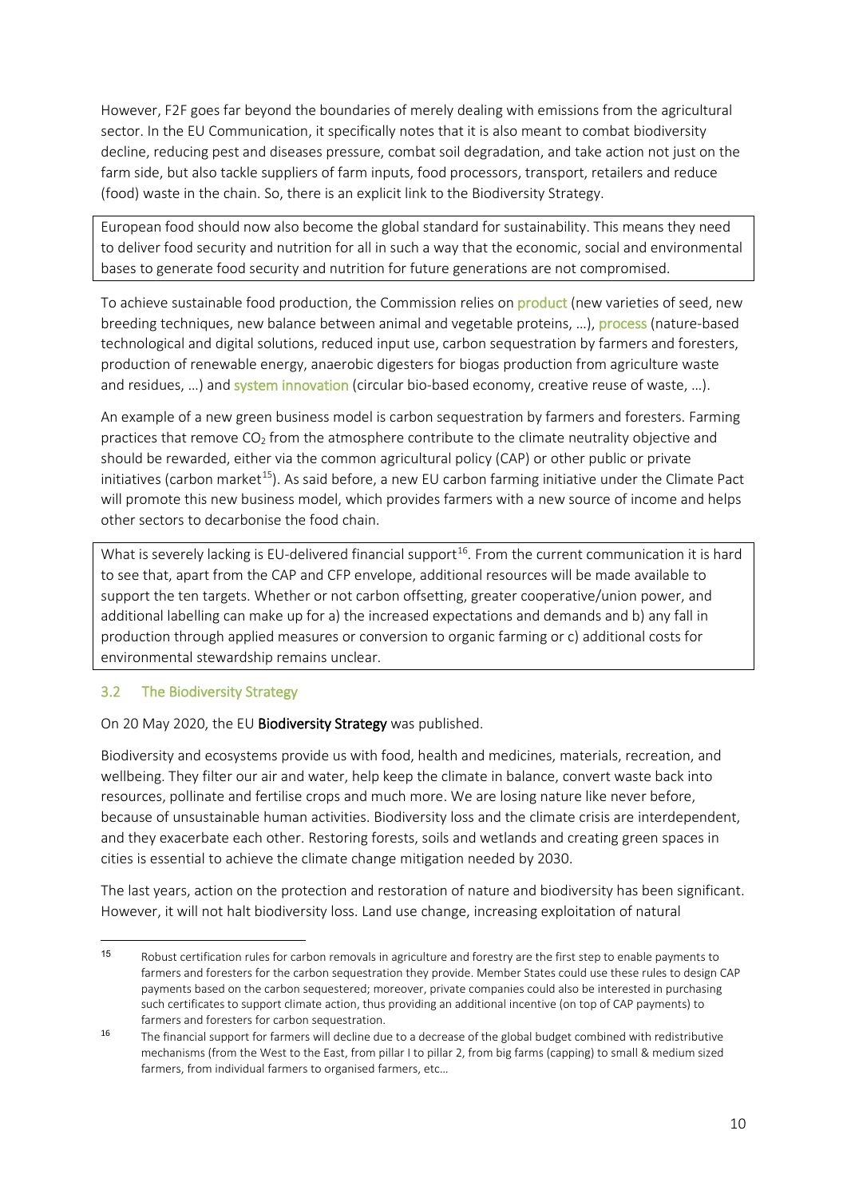However, F2F goes far beyond the boundaries of merely dealing with emissions from the agricultural sector. In the EU Communication, it specifically notes that it is also meant to combat biodiversity decline, reducing pest and diseases pressure, combat soil degradation, and take action not just on the farm side, but also tackle suppliers of farm inputs, food processors, transport, retailers and reduce (food) waste in the chain. So, there is an explicit link to the Biodiversity Strategy.

> European food should now also become the global standard for sustainability. This means they need to deliver food security and nutrition for all in such a way that the economic, social and environmental bases to generate food security and nutrition for future generations are not compromised.

To achieve sustainable food production, the Commission relies on product (new varieties of seed, new breeding techniques, new balance between animal and vegetable proteins, …), process (nature-based technological and digital solutions, reduced input use, carbon sequestration by farmers and foresters, production of renewable energy, anaerobic digesters for biogas production from agriculture waste and residues, …) and system innovation (circular bio-based economy, creative reuse of waste, …).

An example of a new green business model is carbon sequestration by farmers and foresters. Farming practices that remove $CO_2$ from the atmosphere contribute to the climate neutrality objective and should be rewarded, either via the common agricultural policy (CAP) or other public or private initiatives (carbon market[15]). As said before, a new EU carbon farming initiative under the Climate Pact will promote this new business model, which provides farmers with a new source of income and helps other sectors to decarbonise the food chain.

> What is severely lacking is EU-delivered financial support[16]. From the current communication it is hard to see that, apart from the CAP and CFP envelope, additional resources will be made available to support the ten targets. Whether or not carbon offsetting, greater cooperative/union power, and additional labelling can make up for a) the increased expectations and demands and b) any fall in production through applied measures or conversion to organic farming or c) additional costs for environmental stewardship remains unclear.

### 3.2 The Biodiversity Strategy

On 20 May 2020, the EU **Biodiversity Strategy** was published.

Biodiversity and ecosystems provide us with food, health and medicines, materials, recreation, and wellbeing. They filter our air and water, help keep the climate in balance, convert waste back into resources, pollinate and fertilise crops and much more. We are losing nature like never before, because of unsustainable human activities. Biodiversity loss and the climate crisis are interdependent, and they exacerbate each other. Restoring forests, soils and wetlands and creating green spaces in cities is essential to achieve the climate change mitigation needed by 2030.

The last years, action on the protection and restoration of nature and biodiversity has been significant. However, it will not halt biodiversity loss. Land use change, increasing exploitation of natural

---

[15] Robust certification rules for carbon removals in agriculture and forestry are the first step to enable payments to farmers and foresters for the carbon sequestration they provide. Member States could use these rules to design CAP payments based on the carbon sequestered; moreover, private companies could also be interested in purchasing such certificates to support climate action, thus providing an additional incentive (on top of CAP payments) to farmers and foresters for carbon sequestration.

[16] The financial support for farmers will decline due to a decrease of the global budget combined with redistributive mechanisms (from the West to the East, from pillar I to pillar 2, from big farms (capping) to small & medium sized farmers, from individual farmers to organised farmers, etc…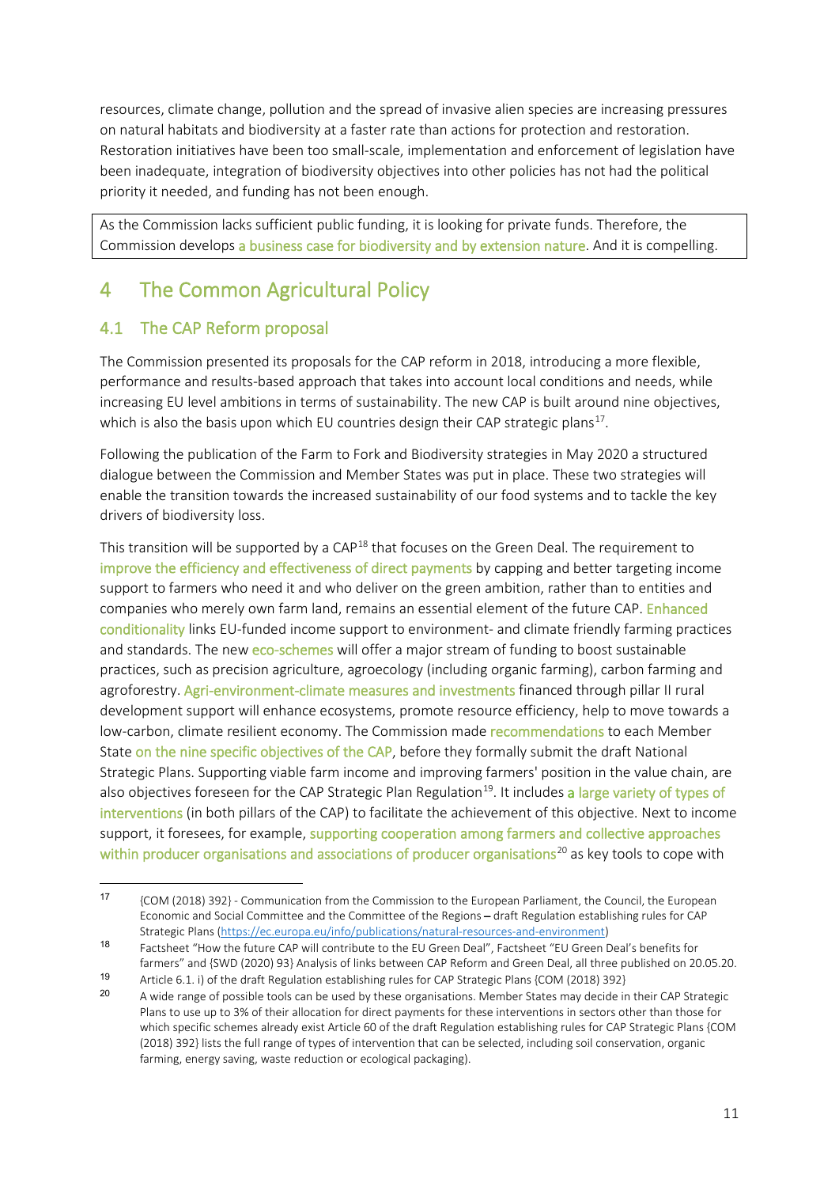resources, climate change, pollution and the spread of invasive alien species are increasing pressures on natural habitats and biodiversity at a faster rate than actions for protection and restoration. Restoration initiatives have been too small-scale, implementation and enforcement of legislation have been inadequate, integration of biodiversity objectives into other policies has not had the political priority it needed, and funding has not been enough.

> As the Commission lacks sufficient public funding, it is looking for private funds. Therefore, the Commission develops a business case for biodiversity and by extension nature. And it is compelling.

# 4 The Common Agricultural Policy

## 4.1 The CAP Reform proposal

The Commission presented its proposals for the CAP reform in 2018, introducing a more flexible, performance and results-based approach that takes into account local conditions and needs, while increasing EU level ambitions in terms of sustainability. The new CAP is built around nine objectives, which is also the basis upon which EU countries design their CAP strategic plans[17].

Following the publication of the Farm to Fork and Biodiversity strategies in May 2020 a structured dialogue between the Commission and Member States was put in place. These two strategies will enable the transition towards the increased sustainability of our food systems and to tackle the key drivers of biodiversity loss.

This transition will be supported by a CAP[18] that focuses on the Green Deal. The requirement to improve the efficiency and effectiveness of direct payments by capping and better targeting income support to farmers who need it and who deliver on the green ambition, rather than to entities and companies who merely own farm land, remains an essential element of the future CAP. Enhanced conditionality links EU-funded income support to environment- and climate friendly farming practices and standards. The new eco-schemes will offer a major stream of funding to boost sustainable practices, such as precision agriculture, agroecology (including organic farming), carbon farming and agroforestry. Agri-environment-climate measures and investments financed through pillar II rural development support will enhance ecosystems, promote resource efficiency, help to move towards a low-carbon, climate resilient economy. The Commission made recommendations to each Member State on the nine specific objectives of the CAP, before they formally submit the draft National Strategic Plans. Supporting viable farm income and improving farmers' position in the value chain, are also objectives foreseen for the CAP Strategic Plan Regulation[19]. It includes a large variety of types of interventions (in both pillars of the CAP) to facilitate the achievement of this objective. Next to income support, it foresees, for example, supporting cooperation among farmers and collective approaches within producer organisations and associations of producer organisations[20] as key tools to cope with

---

[17] {COM (2018) 392} - Communication from the Commission to the European Parliament, the Council, the European Economic and Social Committee and the Committee of the Regions – draft Regulation establishing rules for CAP Strategic Plans (https://ec.europa.eu/info/publications/natural-resources-and-environment)

[18] Factsheet "How the future CAP will contribute to the EU Green Deal", Factsheet "EU Green Deal's benefits for farmers" and {SWD (2020) 93} Analysis of links between CAP Reform and Green Deal, all three published on 20.05.20.

[19] Article 6.1. i) of the draft Regulation establishing rules for CAP Strategic Plans {COM (2018) 392}

[20] A wide range of possible tools can be used by these organisations. Member States may decide in their CAP Strategic Plans to use up to 3% of their allocation for direct payments for these interventions in sectors other than those for which specific schemes already exist Article 60 of the draft Regulation establishing rules for CAP Strategic Plans {COM (2018) 392} lists the full range of types of intervention that can be selected, including soil conservation, organic farming, energy saving, waste reduction or ecological packaging).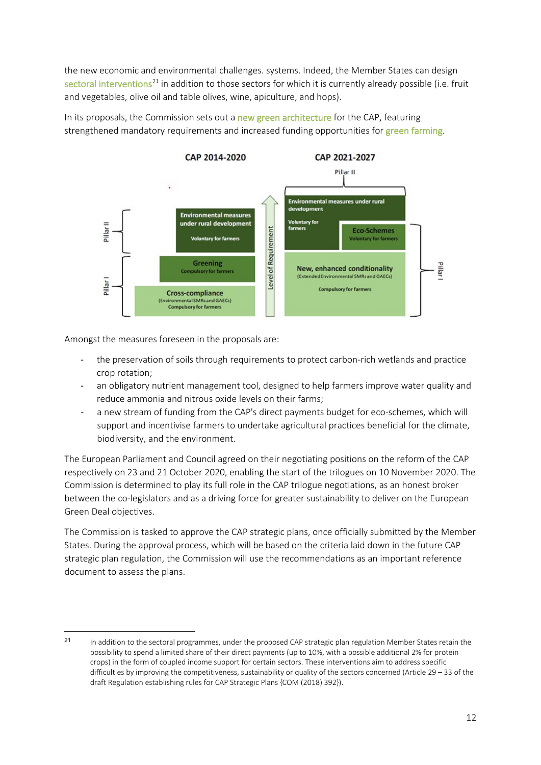the new economic and environmental challenges. systems. Indeed, the Member States can design sectoral interventions[21] in addition to those sectors for which it is currently already possible (i.e. fruit and vegetables, olive oil and table olives, wine, apiculture, and hops).

In its proposals, the Commission sets out a new green architecture for the CAP, featuring strengthened mandatory requirements and increased funding opportunities for green farming.

Amongst the measures foreseen in the proposals are:

- the preservation of soils through requirements to protect carbon-rich wetlands and practice crop rotation;
- an obligatory nutrient management tool, designed to help farmers improve water quality and reduce ammonia and nitrous oxide levels on their farms;
- a new stream of funding from the CAP's direct payments budget for eco-schemes, which will support and incentivise farmers to undertake agricultural practices beneficial for the climate, biodiversity, and the environment.

The European Parliament and Council agreed on their negotiating positions on the reform of the CAP respectively on 23 and 21 October 2020, enabling the start of the trilogues on 10 November 2020. The Commission is determined to play its full role in the CAP trilogue negotiations, as an honest broker between the co-legislators and as a driving force for greater sustainability to deliver on the European Green Deal objectives.

The Commission is tasked to approve the CAP strategic plans, once officially submitted by the Member States. During the approval process, which will be based on the criteria laid down in the future CAP strategic plan regulation, the Commission will use the recommendations as an important reference document to assess the plans.

---

[21] In addition to the sectoral programmes, under the proposed CAP strategic plan regulation Member States retain the possibility to spend a limited share of their direct payments (up to 10%, with a possible additional 2% for protein crops) in the form of coupled income support for certain sectors. These interventions aim to address specific difficulties by improving the competitiveness, sustainability or quality of the sectors concerned (Article 29 – 33 of the draft Regulation establishing rules for CAP Strategic Plans {COM (2018) 392}).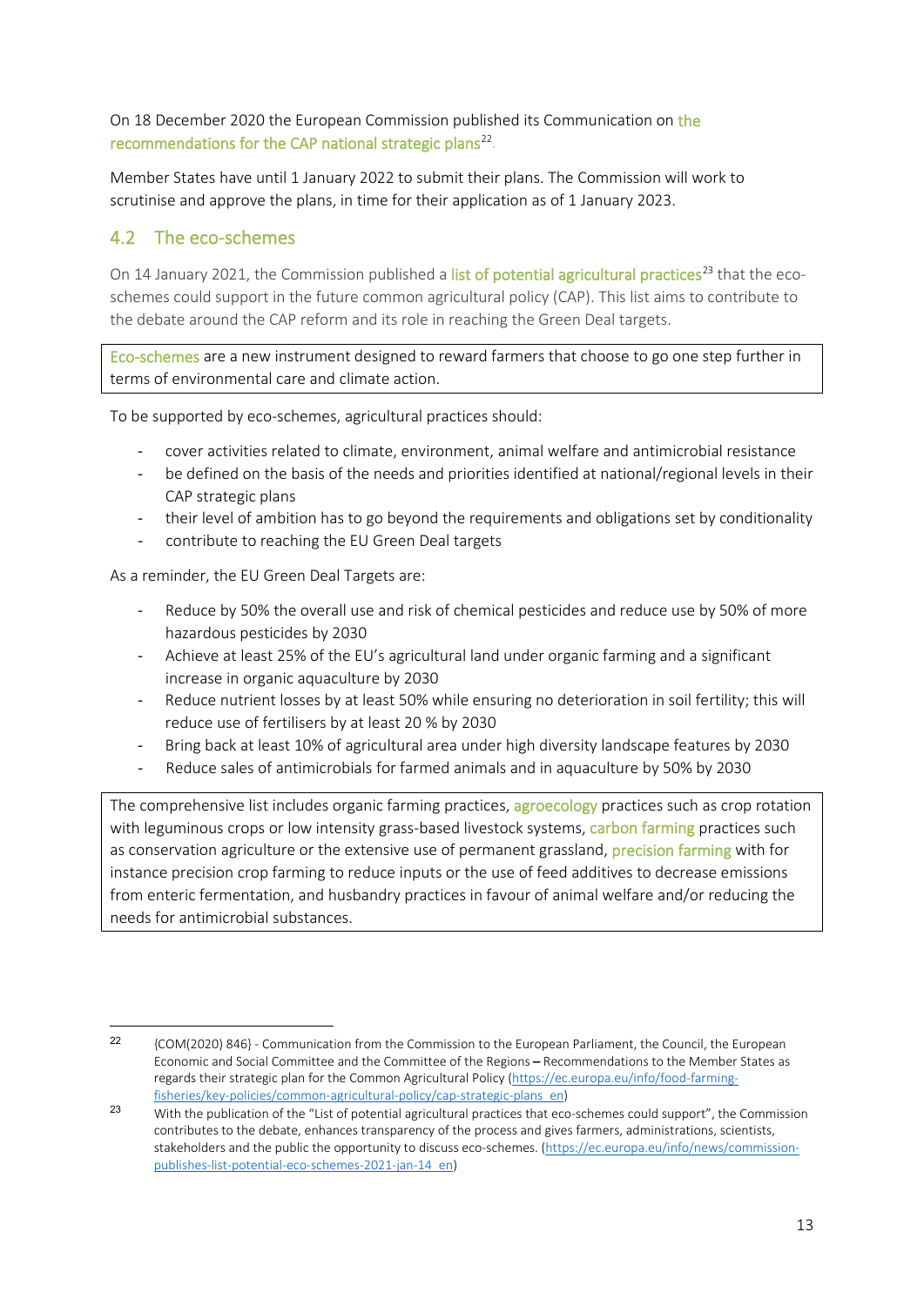On 18 December 2020 the European Commission published its Communication on the recommendations for the CAP national strategic plans[22].

Member States have until 1 January 2022 to submit their plans. The Commission will work to scrutinise and approve the plans, in time for their application as of 1 January 2023.

## 4.2 The eco-schemes

On 14 January 2021, the Commission published a list of potential agricultural practices[23] that the eco-schemes could support in the future common agricultural policy (CAP). This list aims to contribute to the debate around the CAP reform and its role in reaching the Green Deal targets.

Eco-schemes are a new instrument designed to reward farmers that choose to go one step further in terms of environmental care and climate action.

To be supported by eco-schemes, agricultural practices should:

- cover activities related to climate, environment, animal welfare and antimicrobial resistance
- be defined on the basis of the needs and priorities identified at national/regional levels in their CAP strategic plans
- their level of ambition has to go beyond the requirements and obligations set by conditionality
- contribute to reaching the EU Green Deal targets

As a reminder, the EU Green Deal Targets are:

- Reduce by 50% the overall use and risk of chemical pesticides and reduce use by 50% of more hazardous pesticides by 2030
- Achieve at least 25% of the EU's agricultural land under organic farming and a significant increase in organic aquaculture by 2030
- Reduce nutrient losses by at least 50% while ensuring no deterioration in soil fertility; this will reduce use of fertilisers by at least 20 % by 2030
- Bring back at least 10% of agricultural area under high diversity landscape features by 2030
- Reduce sales of antimicrobials for farmed animals and in aquaculture by 50% by 2030

The comprehensive list includes organic farming practices, agroecology practices such as crop rotation with leguminous crops or low intensity grass-based livestock systems, carbon farming practices such as conservation agriculture or the extensive use of permanent grassland, precision farming with for instance precision crop farming to reduce inputs or the use of feed additives to decrease emissions from enteric fermentation, and husbandry practices in favour of animal welfare and/or reducing the needs for antimicrobial substances.

---

[22] {COM(2020) 846} - Communication from the Commission to the European Parliament, the Council, the European Economic and Social Committee and the Committee of the Regions – Recommendations to the Member States as regards their strategic plan for the Common Agricultural Policy (https://ec.europa.eu/info/food-farming-fisheries/key-policies/common-agricultural-policy/cap-strategic-plans_en)

[23] With the publication of the "List of potential agricultural practices that eco-schemes could support", the Commission contributes to the debate, enhances transparency of the process and gives farmers, administrations, scientists, stakeholders and the public the opportunity to discuss eco-schemes. (https://ec.europa.eu/info/news/commission-publishes-list-potential-eco-schemes-2021-jan-14_en)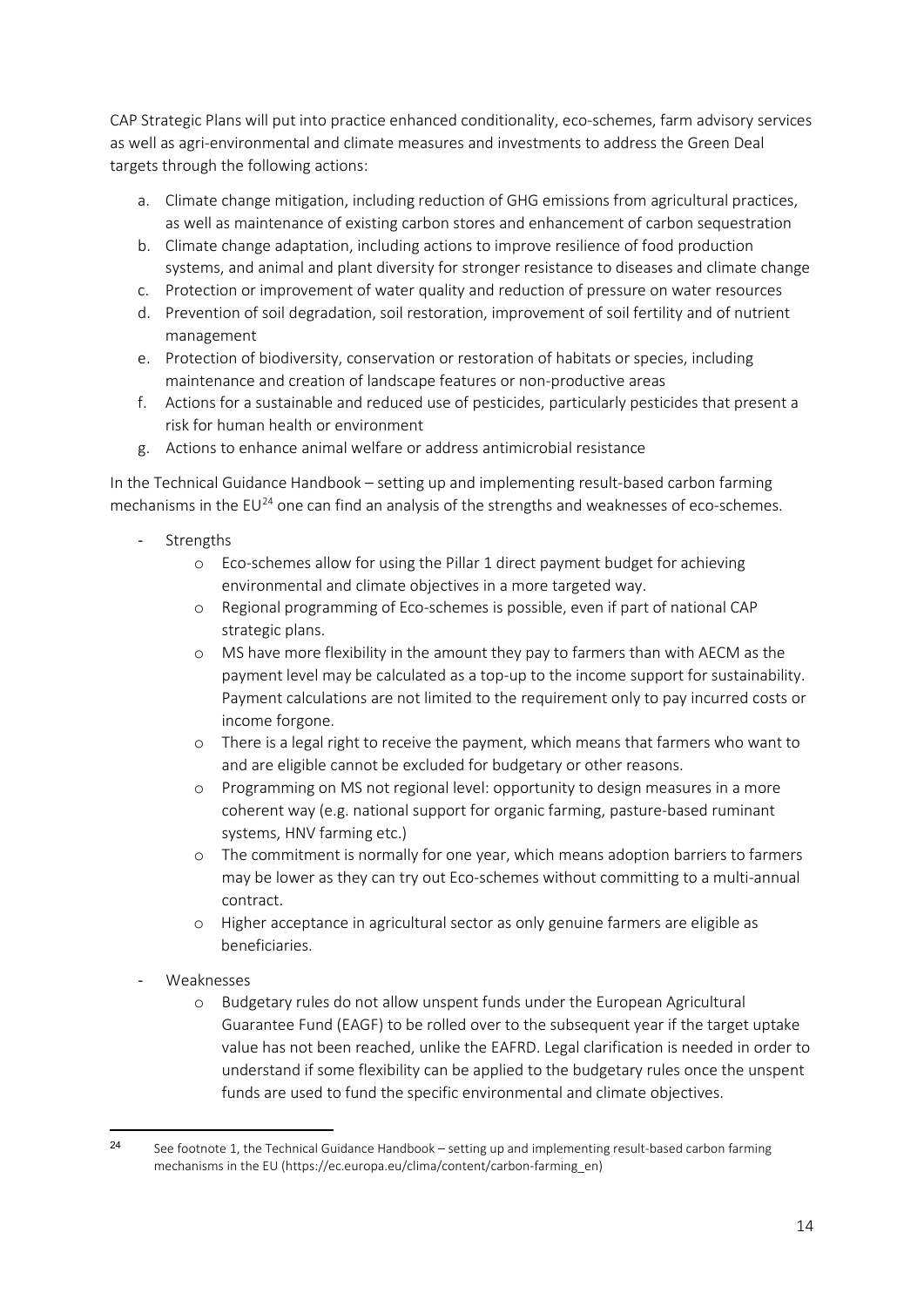CAP Strategic Plans will put into practice enhanced conditionality, eco-schemes, farm advisory services as well as agri-environmental and climate measures and investments to address the Green Deal targets through the following actions:

a. Climate change mitigation, including reduction of GHG emissions from agricultural practices, as well as maintenance of existing carbon stores and enhancement of carbon sequestration
b. Climate change adaptation, including actions to improve resilience of food production systems, and animal and plant diversity for stronger resistance to diseases and climate change
c. Protection or improvement of water quality and reduction of pressure on water resources
d. Prevention of soil degradation, soil restoration, improvement of soil fertility and of nutrient management
e. Protection of biodiversity, conservation or restoration of habitats or species, including maintenance and creation of landscape features or non-productive areas
f. Actions for a sustainable and reduced use of pesticides, particularly pesticides that present a risk for human health or environment
g. Actions to enhance animal welfare or address antimicrobial resistance

In the Technical Guidance Handbook – setting up and implementing result-based carbon farming mechanisms in the EU[24] one can find an analysis of the strengths and weaknesses of eco-schemes.

- Strengths
    - Eco-schemes allow for using the Pillar 1 direct payment budget for achieving environmental and climate objectives in a more targeted way.
    - Regional programming of Eco-schemes is possible, even if part of national CAP strategic plans.
    - MS have more flexibility in the amount they pay to farmers than with AECM as the payment level may be calculated as a top-up to the income support for sustainability. Payment calculations are not limited to the requirement only to pay incurred costs or income forgone.
    - There is a legal right to receive the payment, which means that farmers who want to and are eligible cannot be excluded for budgetary or other reasons.
    - Programming on MS not regional level: opportunity to design measures in a more coherent way (e.g. national support for organic farming, pasture-based ruminant systems, HNV farming etc.)
    - The commitment is normally for one year, which means adoption barriers to farmers may be lower as they can try out Eco-schemes without committing to a multi-annual contract.
    - Higher acceptance in agricultural sector as only genuine farmers are eligible as beneficiaries.
- Weaknesses
    - Budgetary rules do not allow unspent funds under the European Agricultural Guarantee Fund (EAGF) to be rolled over to the subsequent year if the target uptake value has not been reached, unlike the EAFRD. Legal clarification is needed in order to understand if some flexibility can be applied to the budgetary rules once the unspent funds are used to fund the specific environmental and climate objectives.

[24] See footnote 1, the Technical Guidance Handbook – setting up and implementing result-based carbon farming mechanisms in the EU (https://ec.europa.eu/clima/content/carbon-farming_en)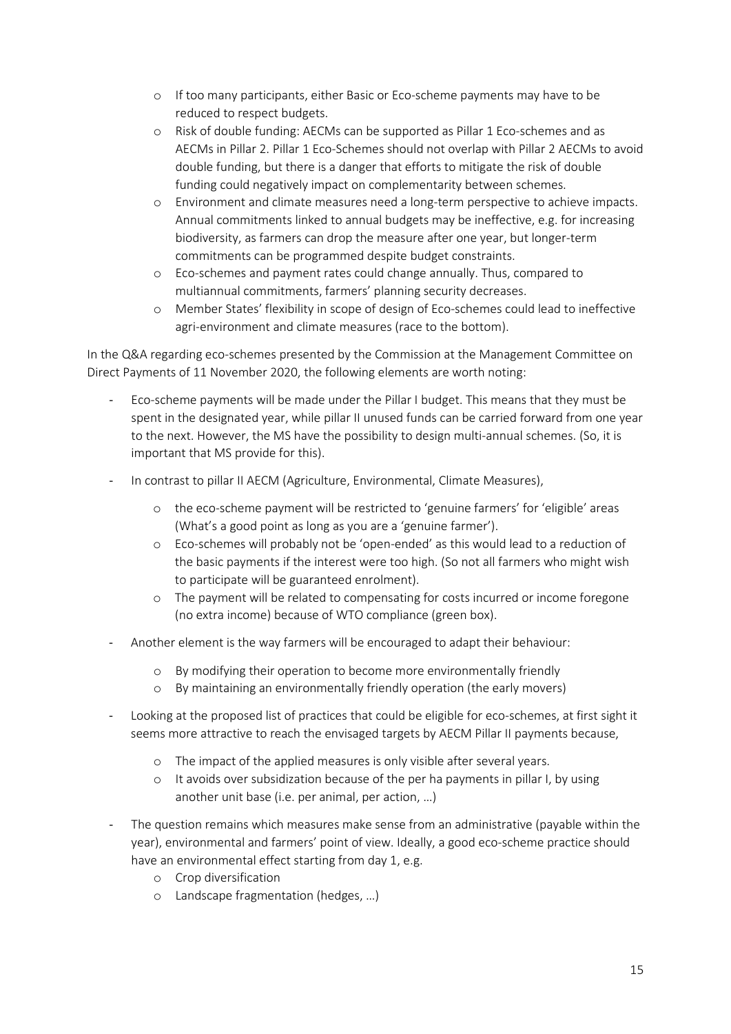- If too many participants, either Basic or Eco-scheme payments may have to be reduced to respect budgets.
  - Risk of double funding: AECMs can be supported as Pillar 1 Eco-schemes and as AECMs in Pillar 2. Pillar 1 Eco-Schemes should not overlap with Pillar 2 AECMs to avoid double funding, but there is a danger that efforts to mitigate the risk of double funding could negatively impact on complementarity between schemes.
  - Environment and climate measures need a long-term perspective to achieve impacts. Annual commitments linked to annual budgets may be ineffective, e.g. for increasing biodiversity, as farmers can drop the measure after one year, but longer-term commitments can be programmed despite budget constraints.
  - Eco-schemes and payment rates could change annually. Thus, compared to multiannual commitments, farmers' planning security decreases.
  - Member States' flexibility in scope of design of Eco-schemes could lead to ineffective agri-environment and climate measures (race to the bottom).

In the Q&A regarding eco-schemes presented by the Commission at the Management Committee on Direct Payments of 11 November 2020, the following elements are worth noting:

- Eco-scheme payments will be made under the Pillar I budget. This means that they must be spent in the designated year, while pillar II unused funds can be carried forward from one year to the next. However, the MS have the possibility to design multi-annual schemes. (So, it is important that MS provide for this).
- In contrast to pillar II AECM (Agriculture, Environmental, Climate Measures),
  - the eco-scheme payment will be restricted to 'genuine farmers' for 'eligible' areas (What's a good point as long as you are a 'genuine farmer').
  - Eco-schemes will probably not be 'open-ended' as this would lead to a reduction of the basic payments if the interest were too high. (So not all farmers who might wish to participate will be guaranteed enrolment).
  - The payment will be related to compensating for costs incurred or income foregone (no extra income) because of WTO compliance (green box).
- Another element is the way farmers will be encouraged to adapt their behaviour:
  - By modifying their operation to become more environmentally friendly
  - By maintaining an environmentally friendly operation (the early movers)
- Looking at the proposed list of practices that could be eligible for eco-schemes, at first sight it seems more attractive to reach the envisaged targets by AECM Pillar II payments because,
  - The impact of the applied measures is only visible after several years.
  - It avoids over subsidization because of the per ha payments in pillar I, by using another unit base (i.e. per animal, per action, …)
- The question remains which measures make sense from an administrative (payable within the year), environmental and farmers' point of view. Ideally, a good eco-scheme practice should have an environmental effect starting from day 1, e.g.
  - Crop diversification
  - Landscape fragmentation (hedges, …)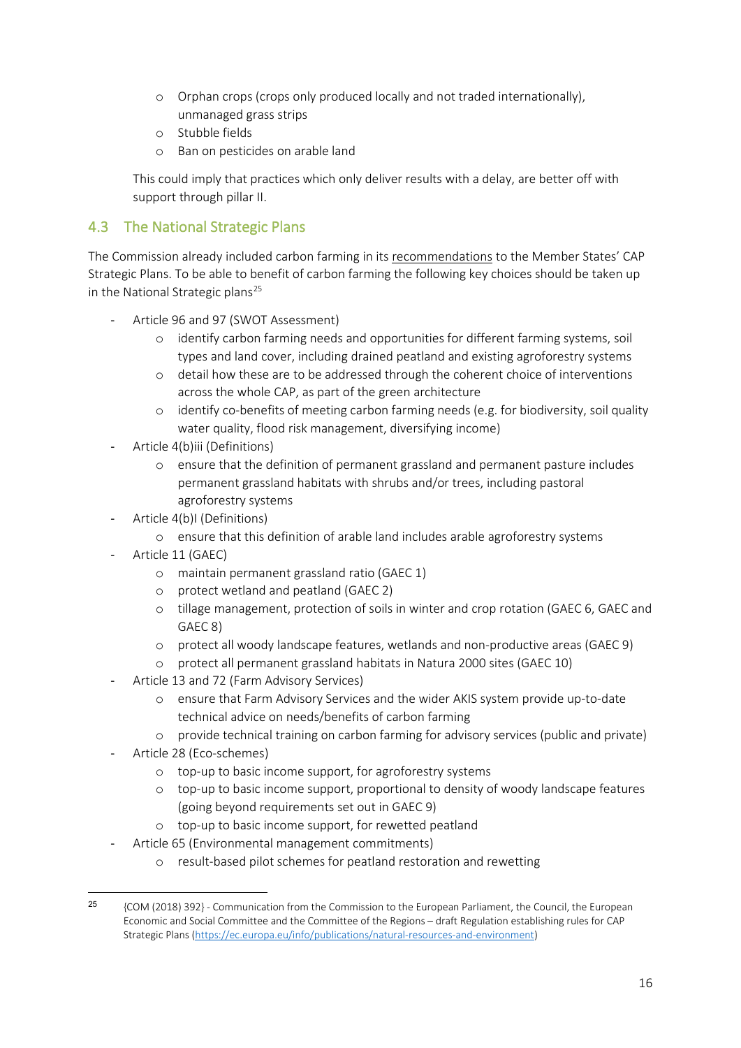- Orphan crops (crops only produced locally and not traded internationally), unmanaged grass strips
  - Stubble fields
  - Ban on pesticides on arable land

This could imply that practices which only deliver results with a delay, are better off with support through pillar II.

## 4.3 The National Strategic Plans

The Commission already included carbon farming in its recommendations to the Member States' CAP Strategic Plans. To be able to benefit of carbon farming the following key choices should be taken up in the National Strategic plans[25]

- Article 96 and 97 (SWOT Assessment)
  - identify carbon farming needs and opportunities for different farming systems, soil types and land cover, including drained peatland and existing agroforestry systems
  - detail how these are to be addressed through the coherent choice of interventions across the whole CAP, as part of the green architecture
  - identify co-benefits of meeting carbon farming needs (e.g. for biodiversity, soil quality water quality, flood risk management, diversifying income)
- Article 4(b)iii (Definitions)
  - ensure that the definition of permanent grassland and permanent pasture includes permanent grassland habitats with shrubs and/or trees, including pastoral agroforestry systems
- Article 4(b)I (Definitions)
  - ensure that this definition of arable land includes arable agroforestry systems
- Article 11 (GAEC)
  - maintain permanent grassland ratio (GAEC 1)
  - protect wetland and peatland (GAEC 2)
  - tillage management, protection of soils in winter and crop rotation (GAEC 6, GAEC and GAEC 8)
  - protect all woody landscape features, wetlands and non-productive areas (GAEC 9)
  - protect all permanent grassland habitats in Natura 2000 sites (GAEC 10)
- Article 13 and 72 (Farm Advisory Services)
  - ensure that Farm Advisory Services and the wider AKIS system provide up-to-date technical advice on needs/benefits of carbon farming
  - provide technical training on carbon farming for advisory services (public and private)
- Article 28 (Eco-schemes)
  - top-up to basic income support, for agroforestry systems
  - top-up to basic income support, proportional to density of woody landscape features (going beyond requirements set out in GAEC 9)
  - top-up to basic income support, for rewetted peatland
- Article 65 (Environmental management commitments)
  - result-based pilot schemes for peatland restoration and rewetting

---

[25] {COM (2018) 392} - Communication from the Commission to the European Parliament, the Council, the European Economic and Social Committee and the Committee of the Regions – draft Regulation establishing rules for CAP Strategic Plans (https://ec.europa.eu/info/publications/natural-resources-and-environment)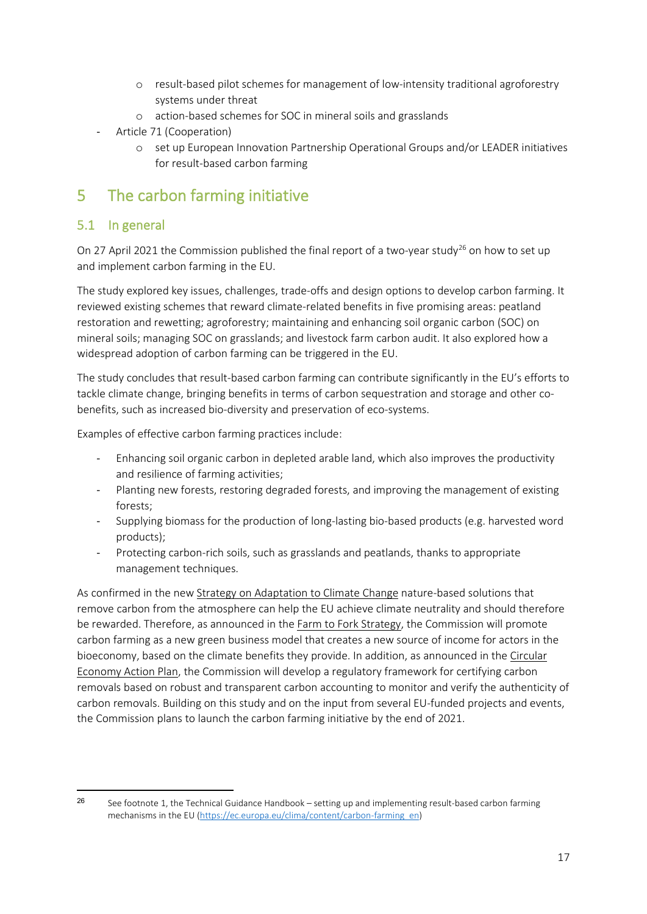- result-based pilot schemes for management of low-intensity traditional agroforestry systems under threat
  - action-based schemes for SOC in mineral soils and grasslands
- Article 71 (Cooperation)
  - set up European Innovation Partnership Operational Groups and/or LEADER initiatives for result-based carbon farming

# 5 The carbon farming initiative

## 5.1 In general

On 27 April 2021 the Commission published the final report of a two-year study[26] on how to set up and implement carbon farming in the EU.

The study explored key issues, challenges, trade-offs and design options to develop carbon farming. It reviewed existing schemes that reward climate-related benefits in five promising areas: peatland restoration and rewetting; agroforestry; maintaining and enhancing soil organic carbon (SOC) on mineral soils; managing SOC on grasslands; and livestock farm carbon audit. It also explored how a widespread adoption of carbon farming can be triggered in the EU.

The study concludes that result-based carbon farming can contribute significantly in the EU's efforts to tackle climate change, bringing benefits in terms of carbon sequestration and storage and other co-benefits, such as increased bio-diversity and preservation of eco-systems.

Examples of effective carbon farming practices include:

- Enhancing soil organic carbon in depleted arable land, which also improves the productivity and resilience of farming activities;
- Planting new forests, restoring degraded forests, and improving the management of existing forests;
- Supplying biomass for the production of long-lasting bio-based products (e.g. harvested word products);
- Protecting carbon-rich soils, such as grasslands and peatlands, thanks to appropriate management techniques.

As confirmed in the new Strategy on Adaptation to Climate Change nature-based solutions that remove carbon from the atmosphere can help the EU achieve climate neutrality and should therefore be rewarded. Therefore, as announced in the Farm to Fork Strategy, the Commission will promote carbon farming as a new green business model that creates a new source of income for actors in the bioeconomy, based on the climate benefits they provide. In addition, as announced in the Circular Economy Action Plan, the Commission will develop a regulatory framework for certifying carbon removals based on robust and transparent carbon accounting to monitor and verify the authenticity of carbon removals. Building on this study and on the input from several EU-funded projects and events, the Commission plans to launch the carbon farming initiative by the end of 2021.

---

[26] See footnote 1, the Technical Guidance Handbook – setting up and implementing result-based carbon farming mechanisms in the EU (https://ec.europa.eu/clima/content/carbon-farming_en)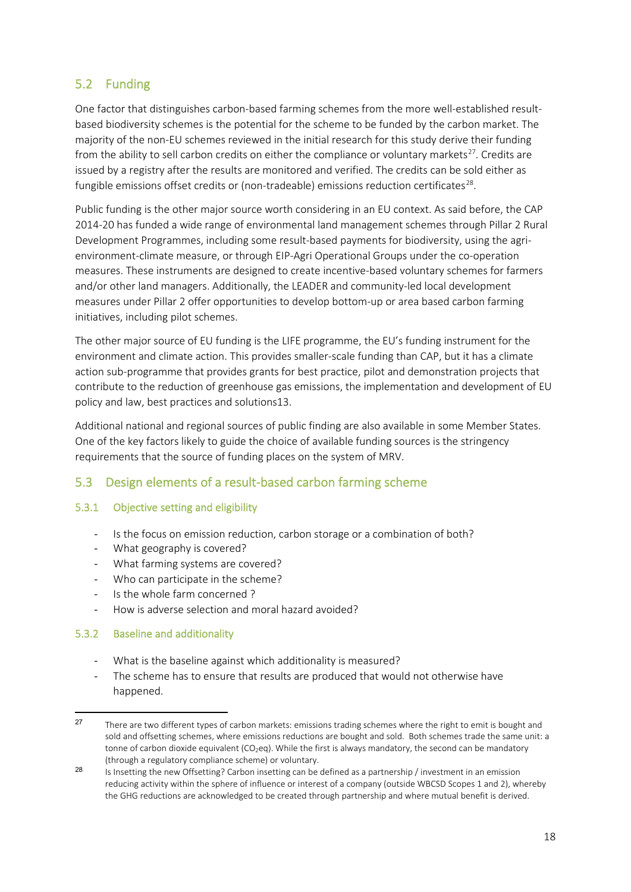## 5.2 Funding

One factor that distinguishes carbon-based farming schemes from the more well-established result-based biodiversity schemes is the potential for the scheme to be funded by the carbon market. The majority of the non-EU schemes reviewed in the initial research for this study derive their funding from the ability to sell carbon credits on either the compliance or voluntary markets[27]. Credits are issued by a registry after the results are monitored and verified. The credits can be sold either as fungible emissions offset credits or (non-tradeable) emissions reduction certificates[28].

Public funding is the other major source worth considering in an EU context. As said before, the CAP 2014-20 has funded a wide range of environmental land management schemes through Pillar 2 Rural Development Programmes, including some result-based payments for biodiversity, using the agri-environment-climate measure, or through EIP-Agri Operational Groups under the co-operation measures. These instruments are designed to create incentive-based voluntary schemes for farmers and/or other land managers. Additionally, the LEADER and community-led local development measures under Pillar 2 offer opportunities to develop bottom-up or area based carbon farming initiatives, including pilot schemes.

The other major source of EU funding is the LIFE programme, the EU's funding instrument for the environment and climate action. This provides smaller-scale funding than CAP, but it has a climate action sub-programme that provides grants for best practice, pilot and demonstration projects that contribute to the reduction of greenhouse gas emissions, the implementation and development of EU policy and law, best practices and solutions13.

Additional national and regional sources of public finding are also available in some Member States. One of the key factors likely to guide the choice of available funding sources is the stringency requirements that the source of funding places on the system of MRV.

## 5.3 Design elements of a result-based carbon farming scheme

### 5.3.1 Objective setting and eligibility

- Is the focus on emission reduction, carbon storage or a combination of both?
- What geography is covered?
- What farming systems are covered?
- Who can participate in the scheme?
- Is the whole farm concerned ?
- How is adverse selection and moral hazard avoided?

### 5.3.2 Baseline and additionality

- What is the baseline against which additionality is measured?
- The scheme has to ensure that results are produced that would not otherwise have happened.

---

[27] There are two different types of carbon markets: emissions trading schemes where the right to emit is bought and sold and offsetting schemes, where emissions reductions are bought and sold. Both schemes trade the same unit: a tonne of carbon dioxide equivalent ($CO_2$eq). While the first is always mandatory, the second can be mandatory (through a regulatory compliance scheme) or voluntary.

[28] Is Insetting the new Offsetting? Carbon insetting can be defined as a partnership / investment in an emission reducing activity within the sphere of influence or interest of a company (outside WBCSD Scopes 1 and 2), whereby the GHG reductions are acknowledged to be created through partnership and where mutual benefit is derived.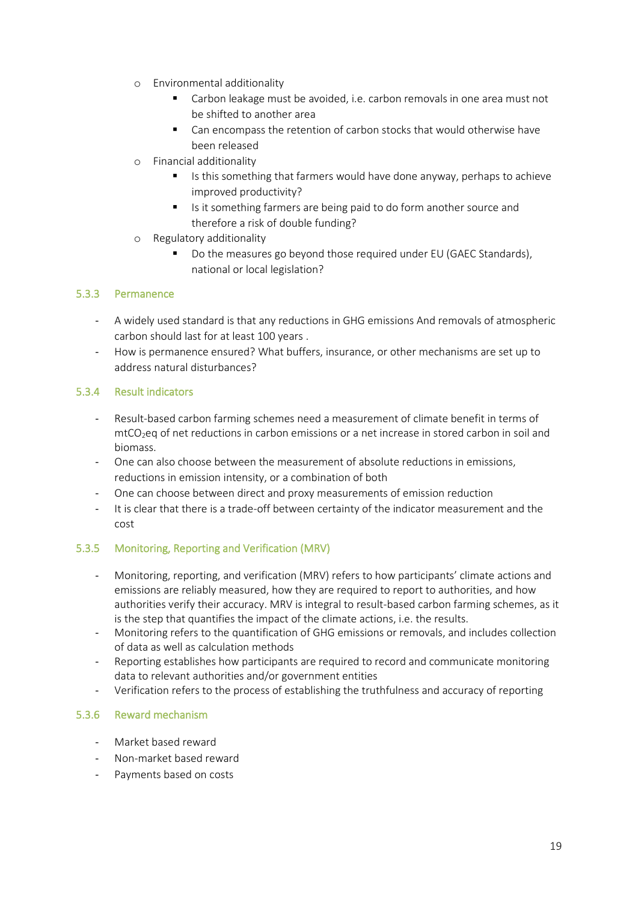- Environmental additionality
  - Carbon leakage must be avoided, i.e. carbon removals in one area must not be shifted to another area
  - Can encompass the retention of carbon stocks that would otherwise have been released
- Financial additionality
  - Is this something that farmers would have done anyway, perhaps to achieve improved productivity?
  - Is it something farmers are being paid to do form another source and therefore a risk of double funding?
- Regulatory additionality
  - Do the measures go beyond those required under EU (GAEC Standards), national or local legislation?

### 5.3.3 Permanence

- A widely used standard is that any reductions in GHG emissions And removals of atmospheric carbon should last for at least 100 years .
- How is permanence ensured? What buffers, insurance, or other mechanisms are set up to address natural disturbances?

### 5.3.4 Result indicators

- Result-based carbon farming schemes need a measurement of climate benefit in terms of $mtCO_2eq$ of net reductions in carbon emissions or a net increase in stored carbon in soil and biomass.
- One can also choose between the measurement of absolute reductions in emissions, reductions in emission intensity, or a combination of both
- One can choose between direct and proxy measurements of emission reduction
- It is clear that there is a trade-off between certainty of the indicator measurement and the cost

### 5.3.5 Monitoring, Reporting and Verification (MRV)

- Monitoring, reporting, and verification (MRV) refers to how participants' climate actions and emissions are reliably measured, how they are required to report to authorities, and how authorities verify their accuracy. MRV is integral to result-based carbon farming schemes, as it is the step that quantifies the impact of the climate actions, i.e. the results.
- Monitoring refers to the quantification of GHG emissions or removals, and includes collection of data as well as calculation methods
- Reporting establishes how participants are required to record and communicate monitoring data to relevant authorities and/or government entities
- Verification refers to the process of establishing the truthfulness and accuracy of reporting

### 5.3.6 Reward mechanism

- Market based reward
- Non-market based reward
- Payments based on costs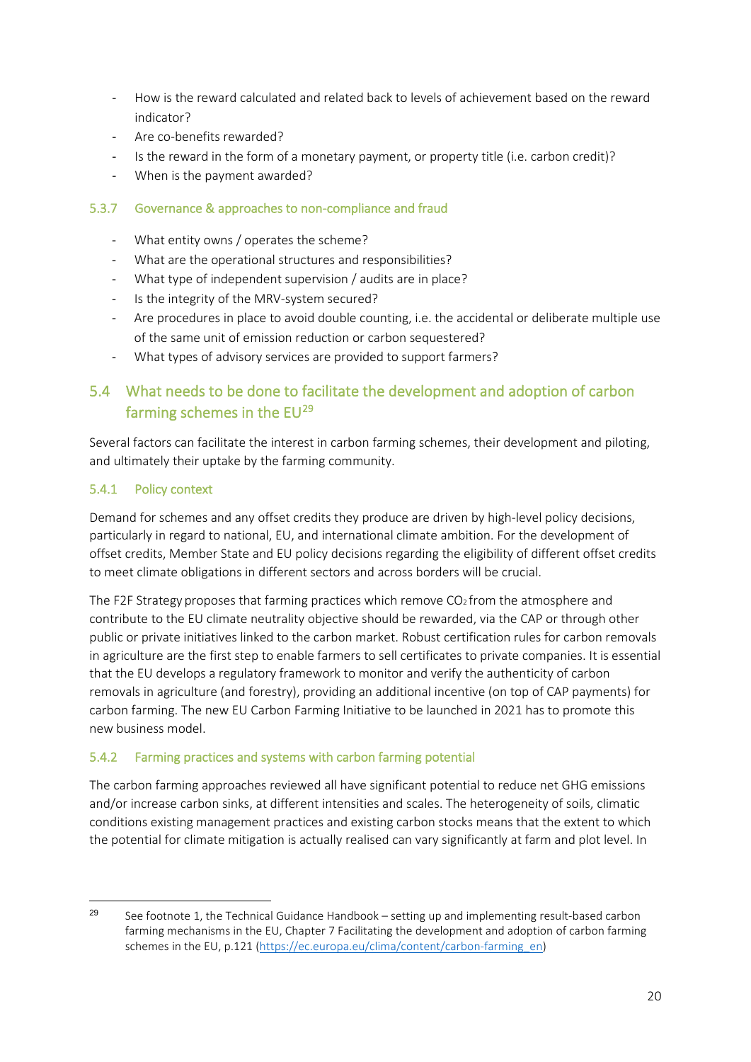- How is the reward calculated and related back to levels of achievement based on the reward indicator?
- Are co-benefits rewarded?
- Is the reward in the form of a monetary payment, or property title (i.e. carbon credit)?
- When is the payment awarded?

### 5.3.7 Governance & approaches to non-compliance and fraud

- What entity owns / operates the scheme?
- What are the operational structures and responsibilities?
- What type of independent supervision / audits are in place?
- Is the integrity of the MRV-system secured?
- Are procedures in place to avoid double counting, i.e. the accidental or deliberate multiple use of the same unit of emission reduction or carbon sequestered?
- What types of advisory services are provided to support farmers?

## 5.4 What needs to be done to facilitate the development and adoption of carbon farming schemes in the EU[29]

Several factors can facilitate the interest in carbon farming schemes, their development and piloting, and ultimately their uptake by the farming community.

### 5.4.1 Policy context

Demand for schemes and any offset credits they produce are driven by high-level policy decisions, particularly in regard to national, EU, and international climate ambition. For the development of offset credits, Member State and EU policy decisions regarding the eligibility of different offset credits to meet climate obligations in different sectors and across borders will be crucial.

The F2F Strategy proposes that farming practices which remove $CO_2$ from the atmosphere and contribute to the EU climate neutrality objective should be rewarded, via the CAP or through other public or private initiatives linked to the carbon market. Robust certification rules for carbon removals in agriculture are the first step to enable farmers to sell certificates to private companies. It is essential that the EU develops a regulatory framework to monitor and verify the authenticity of carbon removals in agriculture (and forestry), providing an additional incentive (on top of CAP payments) for carbon farming. The new EU Carbon Farming Initiative to be launched in 2021 has to promote this new business model.

### 5.4.2 Farming practices and systems with carbon farming potential

The carbon farming approaches reviewed all have significant potential to reduce net GHG emissions and/or increase carbon sinks, at different intensities and scales. The heterogeneity of soils, climatic conditions existing management practices and existing carbon stocks means that the extent to which the potential for climate mitigation is actually realised can vary significantly at farm and plot level. In

---

[29] See footnote 1, the Technical Guidance Handbook – setting up and implementing result-based carbon farming mechanisms in the EU, Chapter 7 Facilitating the development and adoption of carbon farming schemes in the EU, p.121 (https://ec.europa.eu/clima/content/carbon-farming_en)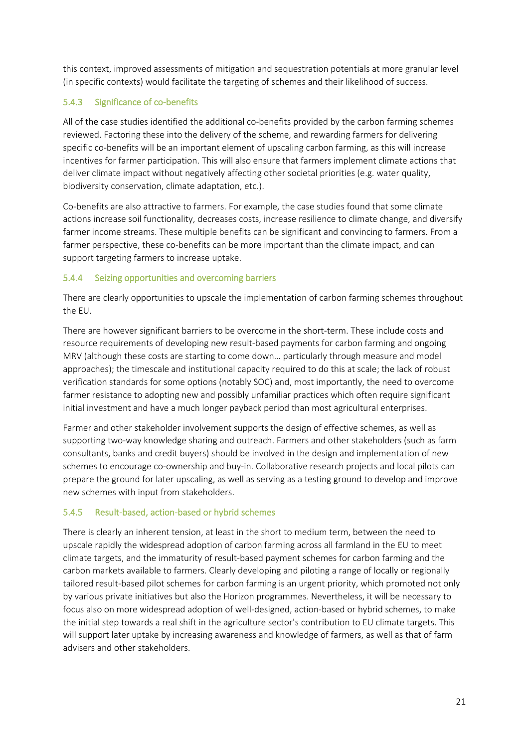this context, improved assessments of mitigation and sequestration potentials at more granular level (in specific contexts) would facilitate the targeting of schemes and their likelihood of success.

### 5.4.3 Significance of co-benefits

All of the case studies identified the additional co-benefits provided by the carbon farming schemes reviewed. Factoring these into the delivery of the scheme, and rewarding farmers for delivering specific co-benefits will be an important element of upscaling carbon farming, as this will increase incentives for farmer participation. This will also ensure that farmers implement climate actions that deliver climate impact without negatively affecting other societal priorities (e.g. water quality, biodiversity conservation, climate adaptation, etc.).

Co-benefits are also attractive to farmers. For example, the case studies found that some climate actions increase soil functionality, decreases costs, increase resilience to climate change, and diversify farmer income streams. These multiple benefits can be significant and convincing to farmers. From a farmer perspective, these co-benefits can be more important than the climate impact, and can support targeting farmers to increase uptake.

### 5.4.4 Seizing opportunities and overcoming barriers

There are clearly opportunities to upscale the implementation of carbon farming schemes throughout the EU.

There are however significant barriers to be overcome in the short-term. These include costs and resource requirements of developing new result-based payments for carbon farming and ongoing MRV (although these costs are starting to come down… particularly through measure and model approaches); the timescale and institutional capacity required to do this at scale; the lack of robust verification standards for some options (notably SOC) and, most importantly, the need to overcome farmer resistance to adopting new and possibly unfamiliar practices which often require significant initial investment and have a much longer payback period than most agricultural enterprises.

Farmer and other stakeholder involvement supports the design of effective schemes, as well as supporting two-way knowledge sharing and outreach. Farmers and other stakeholders (such as farm consultants, banks and credit buyers) should be involved in the design and implementation of new schemes to encourage co-ownership and buy-in. Collaborative research projects and local pilots can prepare the ground for later upscaling, as well as serving as a testing ground to develop and improve new schemes with input from stakeholders.

### 5.4.5 Result-based, action-based or hybrid schemes

There is clearly an inherent tension, at least in the short to medium term, between the need to upscale rapidly the widespread adoption of carbon farming across all farmland in the EU to meet climate targets, and the immaturity of result-based payment schemes for carbon farming and the carbon markets available to farmers. Clearly developing and piloting a range of locally or regionally tailored result-based pilot schemes for carbon farming is an urgent priority, which promoted not only by various private initiatives but also the Horizon programmes. Nevertheless, it will be necessary to focus also on more widespread adoption of well-designed, action-based or hybrid schemes, to make the initial step towards a real shift in the agriculture sector's contribution to EU climate targets. This will support later uptake by increasing awareness and knowledge of farmers, as well as that of farm advisers and other stakeholders.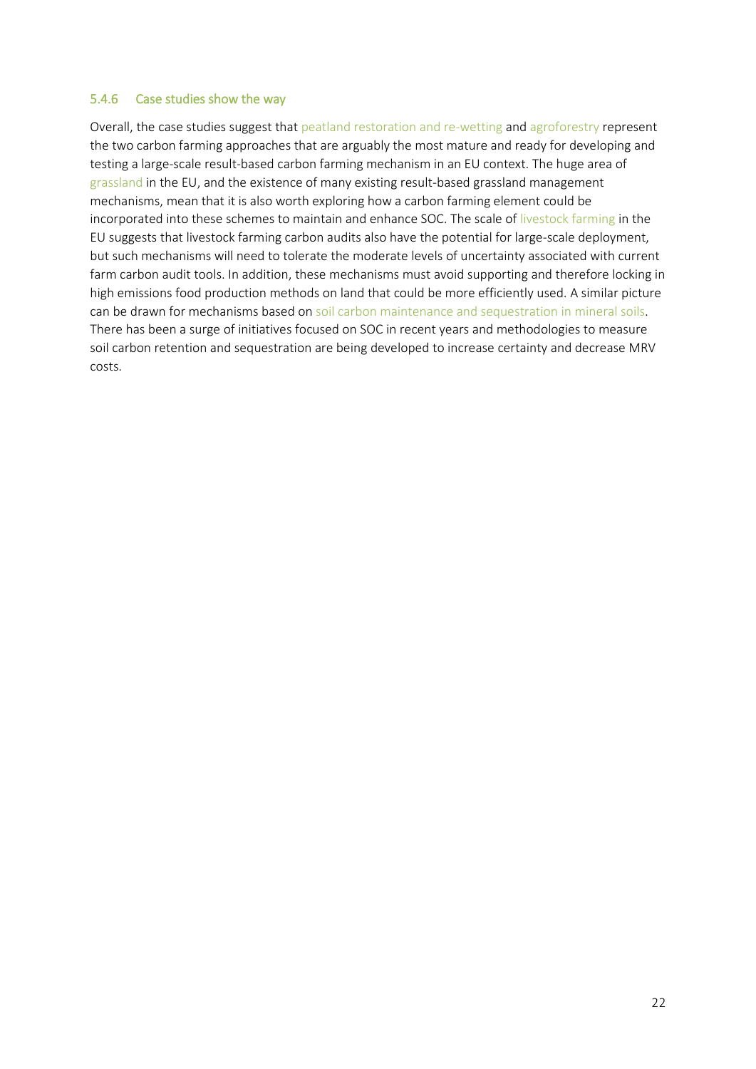### 5.4.6 Case studies show the way

Overall, the case studies suggest that peatland restoration and re-wetting and agroforestry represent the two carbon farming approaches that are arguably the most mature and ready for developing and testing a large-scale result-based carbon farming mechanism in an EU context. The huge area of grassland in the EU, and the existence of many existing result-based grassland management mechanisms, mean that it is also worth exploring how a carbon farming element could be incorporated into these schemes to maintain and enhance SOC. The scale of livestock farming in the EU suggests that livestock farming carbon audits also have the potential for large-scale deployment, but such mechanisms will need to tolerate the moderate levels of uncertainty associated with current farm carbon audit tools. In addition, these mechanisms must avoid supporting and therefore locking in high emissions food production methods on land that could be more efficiently used. A similar picture can be drawn for mechanisms based on soil carbon maintenance and sequestration in mineral soils. There has been a surge of initiatives focused on SOC in recent years and methodologies to measure soil carbon retention and sequestration are being developed to increase certainty and decrease MRV costs.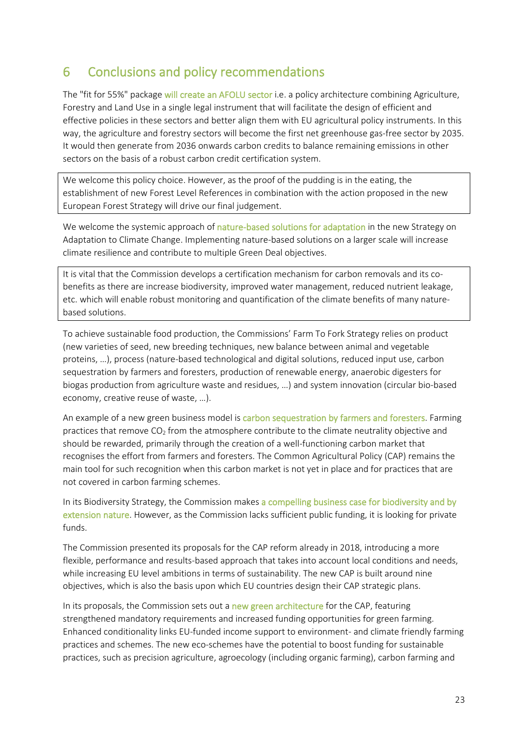## 6 Conclusions and policy recommendations

The "fit for 55%" package will create an AFOLU sector i.e. a policy architecture combining Agriculture, Forestry and Land Use in a single legal instrument that will facilitate the design of efficient and effective policies in these sectors and better align them with EU agricultural policy instruments. In this way, the agriculture and forestry sectors will become the first net greenhouse gas-free sector by 2035. It would then generate from 2036 onwards carbon credits to balance remaining emissions in other sectors on the basis of a robust carbon credit certification system.

We welcome this policy choice. However, as the proof of the pudding is in the eating, the establishment of new Forest Level References in combination with the action proposed in the new European Forest Strategy will drive our final judgement.

We welcome the systemic approach of nature-based solutions for adaptation in the new Strategy on Adaptation to Climate Change. Implementing nature-based solutions on a larger scale will increase climate resilience and contribute to multiple Green Deal objectives.

It is vital that the Commission develops a certification mechanism for carbon removals and its co-benefits as there are increase biodiversity, improved water management, reduced nutrient leakage, etc. which will enable robust monitoring and quantification of the climate benefits of many nature-based solutions.

To achieve sustainable food production, the Commissions' Farm To Fork Strategy relies on product (new varieties of seed, new breeding techniques, new balance between animal and vegetable proteins, …), process (nature-based technological and digital solutions, reduced input use, carbon sequestration by farmers and foresters, production of renewable energy, anaerobic digesters for biogas production from agriculture waste and residues, …) and system innovation (circular bio-based economy, creative reuse of waste, …).

An example of a new green business model is carbon sequestration by farmers and foresters. Farming practices that remove $CO_2$ from the atmosphere contribute to the climate neutrality objective and should be rewarded, primarily through the creation of a well-functioning carbon market that recognises the effort from farmers and foresters. The Common Agricultural Policy (CAP) remains the main tool for such recognition when this carbon market is not yet in place and for practices that are not covered in carbon farming schemes.

In its Biodiversity Strategy, the Commission makes a compelling business case for biodiversity and by extension nature. However, as the Commission lacks sufficient public funding, it is looking for private funds.

The Commission presented its proposals for the CAP reform already in 2018, introducing a more flexible, performance and results-based approach that takes into account local conditions and needs, while increasing EU level ambitions in terms of sustainability. The new CAP is built around nine objectives, which is also the basis upon which EU countries design their CAP strategic plans.

In its proposals, the Commission sets out a new green architecture for the CAP, featuring strengthened mandatory requirements and increased funding opportunities for green farming. Enhanced conditionality links EU-funded income support to environment- and climate friendly farming practices and schemes. The new eco-schemes have the potential to boost funding for sustainable practices, such as precision agriculture, agroecology (including organic farming), carbon farming and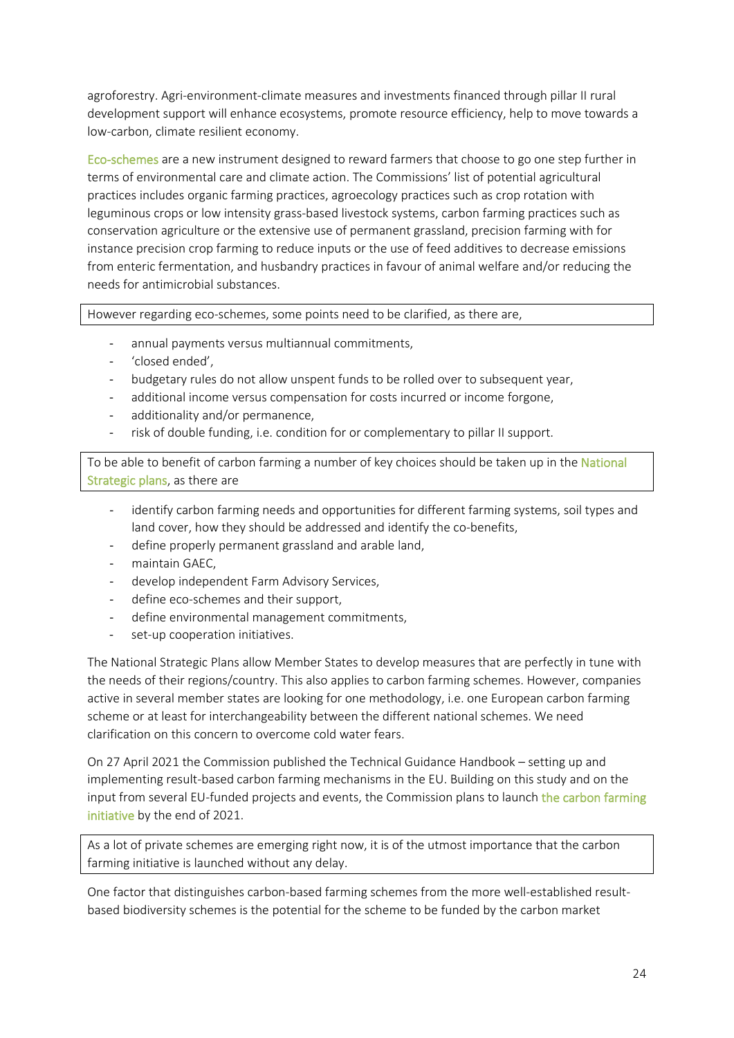agroforestry. Agri-environment-climate measures and investments financed through pillar II rural development support will enhance ecosystems, promote resource efficiency, help to move towards a low-carbon, climate resilient economy.

Eco-schemes are a new instrument designed to reward farmers that choose to go one step further in terms of environmental care and climate action. The Commissions' list of potential agricultural practices includes organic farming practices, agroecology practices such as crop rotation with leguminous crops or low intensity grass-based livestock systems, carbon farming practices such as conservation agriculture or the extensive use of permanent grassland, precision farming with for instance precision crop farming to reduce inputs or the use of feed additives to decrease emissions from enteric fermentation, and husbandry practices in favour of animal welfare and/or reducing the needs for antimicrobial substances.

However regarding eco-schemes, some points need to be clarified, as there are,

- annual payments versus multiannual commitments,
- 'closed ended',
- budgetary rules do not allow unspent funds to be rolled over to subsequent year,
- additional income versus compensation for costs incurred or income forgone,
- additionality and/or permanence,
- risk of double funding, i.e. condition for or complementary to pillar II support.

To be able to benefit of carbon farming a number of key choices should be taken up in the National Strategic plans, as there are

- identify carbon farming needs and opportunities for different farming systems, soil types and land cover, how they should be addressed and identify the co-benefits,
- define properly permanent grassland and arable land,
- maintain GAEC,
- develop independent Farm Advisory Services,
- define eco-schemes and their support,
- define environmental management commitments,
- set-up cooperation initiatives.

The National Strategic Plans allow Member States to develop measures that are perfectly in tune with the needs of their regions/country. This also applies to carbon farming schemes. However, companies active in several member states are looking for one methodology, i.e. one European carbon farming scheme or at least for interchangeability between the different national schemes. We need clarification on this concern to overcome cold water fears.

On 27 April 2021 the Commission published the Technical Guidance Handbook – setting up and implementing result-based carbon farming mechanisms in the EU. Building on this study and on the input from several EU-funded projects and events, the Commission plans to launch the carbon farming initiative by the end of 2021.

As a lot of private schemes are emerging right now, it is of the utmost importance that the carbon farming initiative is launched without any delay.

One factor that distinguishes carbon-based farming schemes from the more well-established result-based biodiversity schemes is the potential for the scheme to be funded by the carbon market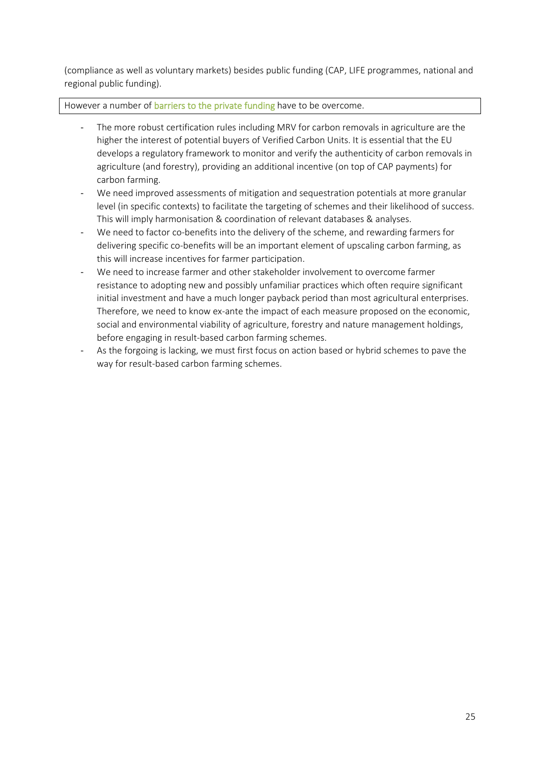(compliance as well as voluntary markets) besides public funding (CAP, LIFE programmes, national and regional public funding).

However a number of barriers to the private funding have to be overcome.

- The more robust certification rules including MRV for carbon removals in agriculture are the higher the interest of potential buyers of Verified Carbon Units. It is essential that the EU develops a regulatory framework to monitor and verify the authenticity of carbon removals in agriculture (and forestry), providing an additional incentive (on top of CAP payments) for carbon farming.
- We need improved assessments of mitigation and sequestration potentials at more granular level (in specific contexts) to facilitate the targeting of schemes and their likelihood of success. This will imply harmonisation & coordination of relevant databases & analyses.
- We need to factor co-benefits into the delivery of the scheme, and rewarding farmers for delivering specific co-benefits will be an important element of upscaling carbon farming, as this will increase incentives for farmer participation.
- We need to increase farmer and other stakeholder involvement to overcome farmer resistance to adopting new and possibly unfamiliar practices which often require significant initial investment and have a much longer payback period than most agricultural enterprises. Therefore, we need to know ex-ante the impact of each measure proposed on the economic, social and environmental viability of agriculture, forestry and nature management holdings, before engaging in result-based carbon farming schemes.
- As the forgoing is lacking, we must first focus on action based or hybrid schemes to pave the way for result-based carbon farming schemes.